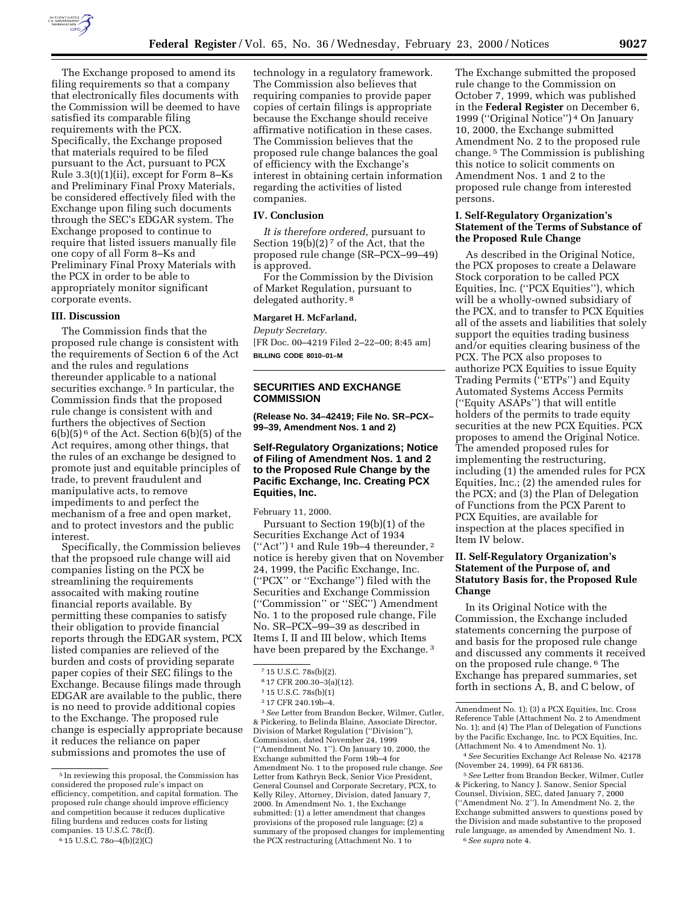The Exchange proposed to amend its filing requirements so that a company that electronically files documents with the Commission will be deemed to have satisfied its comparable filing requirements with the PCX. Specifically, the Exchange proposed that materials required to be filed pursuant to the Act, pursuant to PCX Rule 3.3(t)(1)(ii), except for Form 8–Ks and Preliminary Final Proxy Materials, be considered effectively filed with the Exchange upon filing such documents through the SEC's EDGAR system. The Exchange proposed to continue to require that listed issuers manually file one copy of all Form 8–Ks and Preliminary Final Proxy Materials with the PCX in order to be able to appropriately monitor significant corporate events.

### III. Discussion

The Commission finds that the proposed rule change is consistent with the requirements of Section 6 of the Act and the rules and regulations thereunder applicable to a national securities exchange. [5] In particular, the Commission finds that the proposed rule change is consistent with and furthers the objectives of Section 6(b)(5) [6] of the Act. Section 6(b)(5) of the Act requires, among other things, that the rules of an exchange be designed to promote just and equitable principles of trade, to prevent fraudulent and manipulative acts, to remove impediments to and perfect the mechanism of a free and open market, and to protect investors and the public interest.

Specifically, the Commission believes that the propsoed rule change will aid companies listing on the PCX be streamlining the requirements assocaited with making routine financial reports available. By permitting these companies to satisfy their obligation to provide financial reports through the EDGAR system, PCX listed companies are relieved of the burden and costs of providing separate paper copies of their SEC filings to the Exchange. Because filings made through EDGAR are available to the public, there is no need to provide additional copies to the Exchange. The proposed rule change is especially appropriate because it reduces the reliance on paper submissions and promotes the use of technology in a regulatory framework. The Commission also believes that requiring companies to provide paper copies of certain filings is appropriate because the Exchange should receive affirmative notification in these cases. The Commission believes that the proposed rule change balances the goal of efficiency with the Exchange's interest in obtaining certain information regarding the activities of listed companies.

### IV. Conclusion

*It is therefore ordered,* pursuant to Section 19(b)(2) [7] of the Act, that the proposed rule change (SR–PCX–99–49) is approved.

For the Commission by the Division of Market Regulation, pursuant to delegated authority. [8]

**Margaret H. McFarland,**

*Deputy Secretary.*

[FR Doc. 00–4219 Filed 2–22–00; 8:45 am]

**BILLING CODE 8010–01–M**

---

[5] In reviewing this proposal, the Commission has considered the proposed rule's impact on efficiency, competition, and capital formation. The proposed rule change should improve efficiency and competition because it reduces duplicative filing burdens and reduces costs for listing companies. 15 U.S.C. 78c(f).

[6] 15 U.S.C. 78o–4(b)(2)(C)

[7] 15 U.S.C. 78s(b)(2).

[8] 17 CFR 200.30–3(a)(12).

---

## SECURITIES AND EXCHANGE COMMISSION

**(Release No. 34–42419; File No. SR–PCX–99–39, Amendment Nos. 1 and 2)**

## Self-Regulatory Organizations; Notice of Filing of Amendment Nos. 1 and 2 to the Proposed Rule Change by the Pacific Exchange, Inc. Creating PCX Equities, Inc.

February 11, 2000.

Pursuant to Section 19(b)(1) of the Securities Exchange Act of 1934 ("Act") [1] and Rule 19b–4 thereunder, [2] notice is hereby given that on November 24, 1999, the Pacific Exchange, Inc. ("PCX" or "Exchange") filed with the Securities and Exchange Commission ("Commission" or "SEC") Amendment No. 1 to the proposed rule change, File No. SR–PCX–99–39 as described in Items I, II and III below, which Items have been prepared by the Exchange. [3] The Exchange submitted the proposed rule change to the Commission on October 7, 1999, which was published in the **Federal Register** on December 6, 1999 ("Original Notice") [4] On January 10, 2000, the Exchange submitted Amendment No. 2 to the proposed rule change. [5] The Commission is publishing this notice to solicit comments on Amendment Nos. 1 and 2 to the proposed rule change from interested persons.

### I. Self-Regulatory Organization's Statement of the Terms of Substance of the Proposed Rule Change

As described in the Original Notice, the PCX proposes to create a Delaware Stock corporation to be called PCX Equities, Inc. ("PCX Equities"), which will be a wholly-owned subsidiary of the PCX, and to transfer to PCX Equities all of the assets and liabilities that solely support the equities trading business and/or equities clearing business of the PCX. The PCX also proposes to authorize PCX Equities to issue Equity Trading Permits ("ETPs") and Equity Automated Systems Access Permits ("Equity ASAPs") that will entitle holders of the permits to trade equity securities at the new PCX Equities. PCX proposes to amend the Original Notice. The amended proposed rules for implementing the restructuring, including (1) the amended rules for PCX Equities, Inc.; (2) the amended rules for the PCX; and (3) the Plan of Delegation of Functions from the PCX Parent to PCX Equities, are available for inspection at the places specified in Item IV below.

### II. Self-Regulatory Organization's Statement of the Purpose of, and Statutory Basis for, the Proposed Rule Change

In its Original Notice with the Commission, the Exchange included statements concerning the purpose of and basis for the proposed rule change and discussed any comments it received on the proposed rule change. [6] The Exchange has prepared summaries, set forth in sections A, B, and C below, of

---

[1] 15 U.S.C. 78s(b)(1)

[2] 17 CFR 240.19b–4.

[3] *See* Letter from Brandon Becker, Wilmer, Cutler, & Pickering, to Belinda Blaine, Associate Director, Division of Market Regulation ("Division"), Commission, dated November 24, 1999 ("Amendment No. 1"). On January 10, 2000, the Exchange submitted the Form 19b–4 for Amendment No. 1 to the proposed rule change. *See* Letter from Kathryn Beck, Senior Vice President, General Counsel and Corporate Secretary, PCX, to Kelly Riley, Attorney, Division, dated January 7, 2000. In Amendment No. 1, the Exchange submitted: (1) a letter amendment that changes provisions of the proposed rule language; (2) a summary of the proposed changes for implementing the PCX restructuring (Attachment No. 1 to Amendment No. 1); (3) a PCX Equities, Inc. Cross Reference Table (Attachment No. 2 to Amendment No. 1); and (4) The Plan of Delegation of Functions by the Pacific Exchange, Inc. to PCX Equities, Inc. (Attachment No. 4 to Amendment No. 1).

[4] *See* Securities Exchange Act Release No. 42178 (November 24, 1999), 64 FR 68136.

[5] *See* Letter from Brandon Becker, Wilmer, Cutler & Pickering, to Nancy J. Sanow, Senior Special Counsel, Division, SEC, dated January 7, 2000 ("Amendment No. 2"). In Amendment No. 2, the Exchange submitted answers to questions posed by the Division and made substantive to the proposed rule language, as amended by Amendment No. 1.

[6] *See supra* note 4.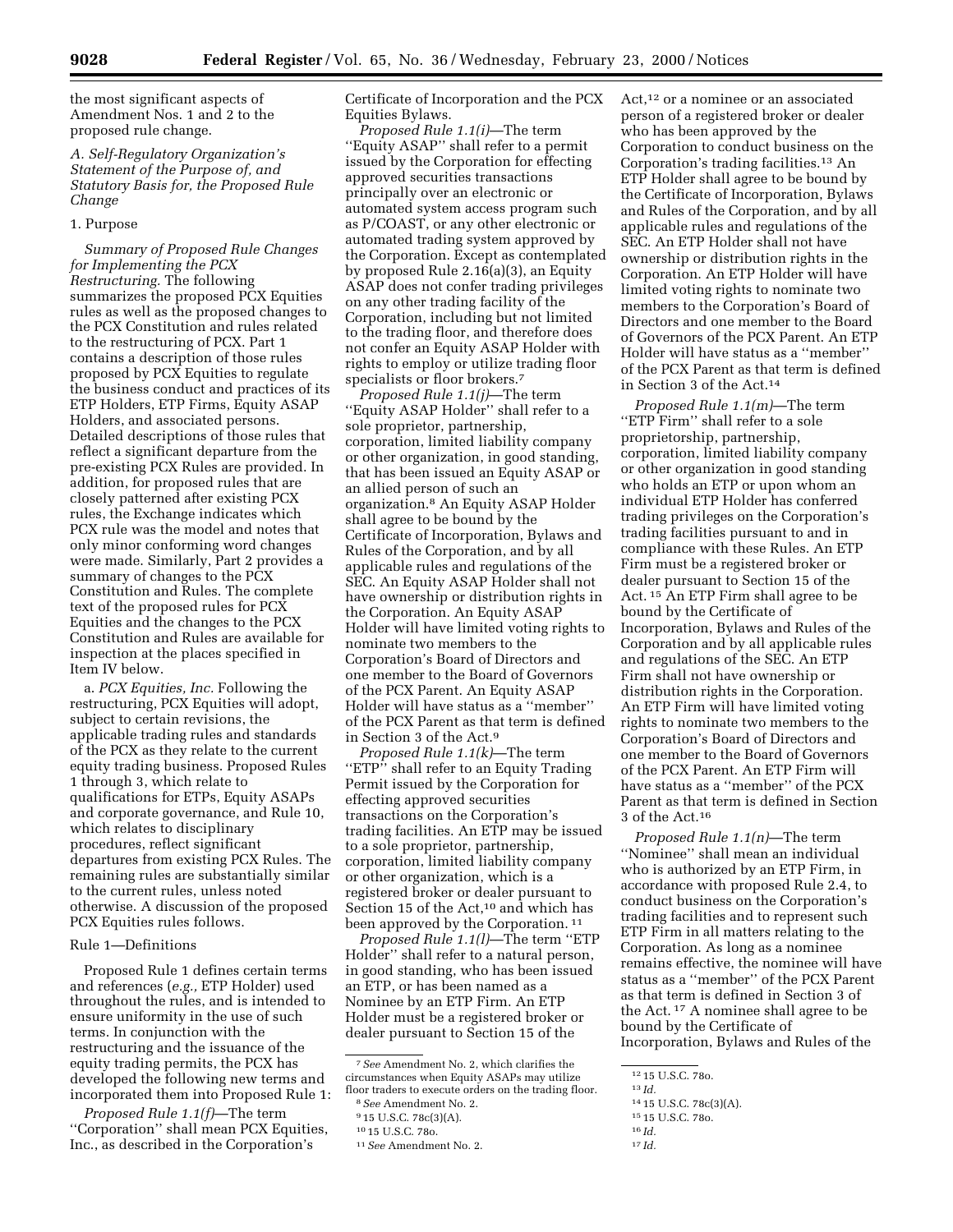the most significant aspects of Amendment Nos. 1 and 2 to the proposed rule change.

### A. Self-Regulatory Organization's Statement of the Purpose of, and Statutory Basis for, the Proposed Rule Change

#### 1. Purpose

*Summary of Proposed Rule Changes for Implementing the PCX Restructuring.* The following summarizes the proposed PCX Equities rules as well as the proposed changes to the PCX Constitution and rules related to the restructuring of PCX. Part 1 contains a description of those rules proposed by PCX Equities to regulate the business conduct and practices of its ETP Holders, ETP Firms, Equity ASAP Holders, and associated persons. Detailed descriptions of those rules that reflect a significant departure from the pre-existing PCX Rules are provided. In addition, for proposed rules that are closely patterned after existing PCX rules, the Exchange indicates which PCX rule was the model and notes that only minor conforming word changes were made. Similarly, Part 2 provides a summary of changes to the PCX Constitution and Rules. The complete text of the proposed rules for PCX Equities and the changes to the PCX Constitution and Rules are available for inspection at the places specified in Item IV below.

a. *PCX Equities, Inc.* Following the restructuring, PCX Equities will adopt, subject to certain revisions, the applicable trading rules and standards of the PCX as they relate to the current equity trading business. Proposed Rules 1 through 3, which relate to qualifications for ETPs, Equity ASAPs and corporate governance, and Rule 10, which relates to disciplinary procedures, reflect significant departures from existing PCX Rules. The remaining rules are substantially similar to the current rules, unless noted otherwise. A discussion of the proposed PCX Equities rules follows.

Rule 1—Definitions

Proposed Rule 1 defines certain terms and references (*e.g.,* ETP Holder) used throughout the rules, and is intended to ensure uniformity in the use of such terms. In conjunction with the restructuring and the issuance of the equity trading permits, the PCX has developed the following new terms and incorporated them into Proposed Rule 1:

*Proposed Rule 1.1(f)*—The term "Corporation" shall mean PCX Equities, Inc., as described in the Corporation's Certificate of Incorporation and the PCX Equities Bylaws.

*Proposed Rule 1.1(i)*—The term "Equity ASAP" shall refer to a permit issued by the Corporation for effecting approved securities transactions principally over an electronic or automated system access program such as P/COAST, or any other electronic or automated trading system approved by the Corporation. Except as contemplated by proposed Rule 2.16(a)(3), an Equity ASAP does not confer trading privileges on any other trading facility of the Corporation, including but not limited to the trading floor, and therefore does not confer an Equity ASAP Holder with rights to employ or utilize trading floor specialists or floor brokers.[7]

*Proposed Rule 1.1(j)*—The term "Equity ASAP Holder" shall refer to a sole proprietor, partnership, corporation, limited liability company or other organization, in good standing, that has been issued an Equity ASAP or an allied person of such an organization.[8] An Equity ASAP Holder shall agree to be bound by the Certificate of Incorporation, Bylaws and Rules of the Corporation, and by all applicable rules and regulations of the SEC. An Equity ASAP Holder shall not have ownership or distribution rights in the Corporation. An Equity ASAP Holder will have limited voting rights to nominate two members to the Corporation's Board of Directors and one member to the Board of Governors of the PCX Parent. An Equity ASAP Holder will have status as a "member" of the PCX Parent as that term is defined in Section 3 of the Act.[9]

*Proposed Rule 1.1(k)*—The term "ETP" shall refer to an Equity Trading Permit issued by the Corporation for effecting approved securities transactions on the Corporation's trading facilities. An ETP may be issued to a sole proprietor, partnership, corporation, limited liability company or other organization, which is a registered broker or dealer pursuant to Section 15 of the Act,[10] and which has been approved by the Corporation.[11]

*Proposed Rule 1.1(l)*—The term "ETP Holder" shall refer to a natural person, in good standing, who has been issued an ETP, or has been named as a Nominee by an ETP Firm. An ETP Holder must be a registered broker or dealer pursuant to Section 15 of the Act,[12] or a nominee or an associated person of a registered broker or dealer who has been approved by the Corporation to conduct business on the Corporation's trading facilities.[13] An ETP Holder shall agree to be bound by the Certificate of Incorporation, Bylaws and Rules of the Corporation, and by all applicable rules and regulations of the SEC. An ETP Holder shall not have ownership or distribution rights in the Corporation. An ETP Holder will have limited voting rights to nominate two members to the Corporation's Board of Directors and one member to the Board of Governors of the PCX Parent. An ETP Holder will have status as a "member" of the PCX Parent as that term is defined in Section 3 of the Act.[14]

*Proposed Rule 1.1(m)*—The term "ETP Firm" shall refer to a sole proprietorship, partnership, corporation, limited liability company or other organization in good standing who holds an ETP or upon whom an individual ETP Holder has conferred trading privileges on the Corporation's trading facilities pursuant to and in compliance with these Rules. An ETP Firm must be a registered broker or dealer pursuant to Section 15 of the Act.[15] An ETP Firm shall agree to be bound by the Certificate of Incorporation, Bylaws and Rules of the Corporation and by all applicable rules and regulations of the SEC. An ETP Firm shall not have ownership or distribution rights in the Corporation. An ETP Firm will have limited voting rights to nominate two members to the Corporation's Board of Directors and one member to the Board of Governors of the PCX Parent. An ETP Firm will have status as a "member" of the PCX Parent as that term is defined in Section 3 of the Act.[16]

*Proposed Rule 1.1(n)*—The term "Nominee" shall mean an individual who is authorized by an ETP Firm, in accordance with proposed Rule 2.4, to conduct business on the Corporation's trading facilities and to represent such ETP Firm in all matters relating to the Corporation. As long as a nominee remains effective, the nominee will have status as a "member" of the PCX Parent as that term is defined in Section 3 of the Act.[17] A nominee shall agree to be bound by the Certificate of Incorporation, Bylaws and Rules of the

---

[7] *See* Amendment No. 2, which clarifies the circumstances when Equity ASAPs may utilize floor traders to execute orders on the trading floor.

[8] *See* Amendment No. 2.

[9] 15 U.S.C. 78c(3)(A).

[10] 15 U.S.C. 78o.

[11] *See* Amendment No. 2.

[12] 15 U.S.C. 78o.

[13] *Id.*

[14] 15 U.S.C. 78c(3)(A).

[15] 15 U.S.C. 78o.

[16] *Id.*

[17] *Id.*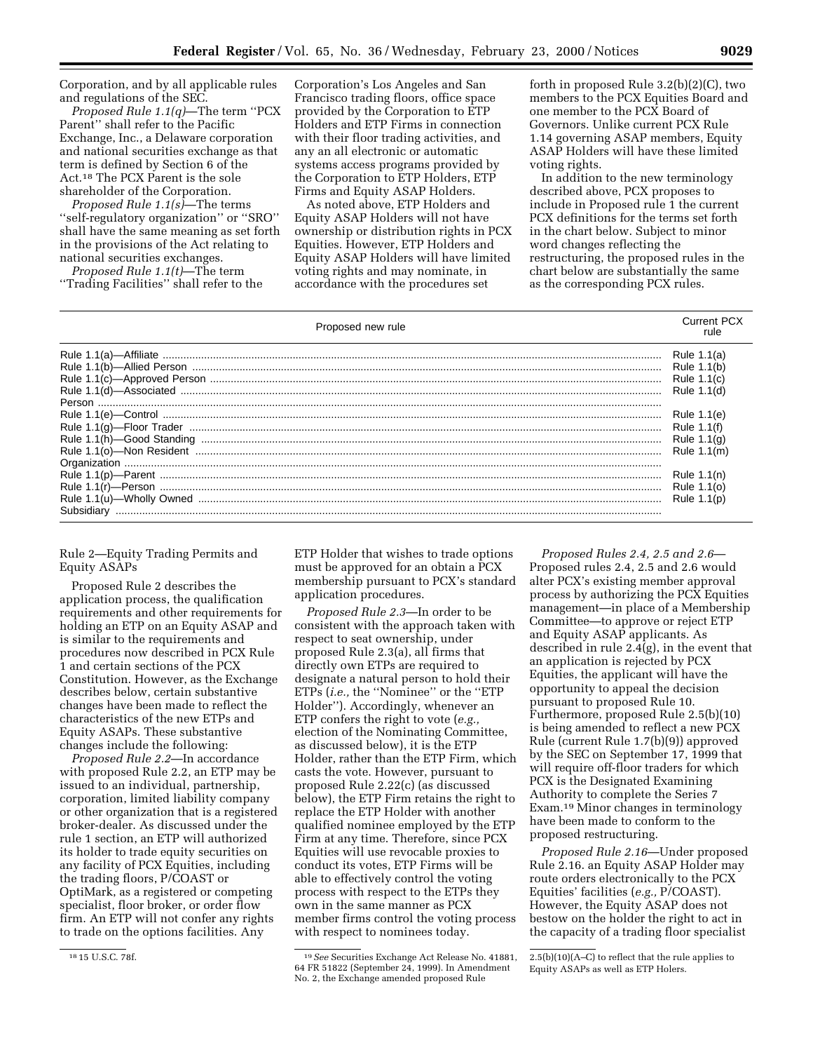Corporation, and by all applicable rules and regulations of the SEC.

*Proposed Rule 1.1(q)*—The term ''PCX Parent'' shall refer to the Pacific Exchange, Inc., a Delaware corporation and national securities exchange as that term is defined by Section 6 of the Act.[18] The PCX Parent is the sole shareholder of the Corporation.

*Proposed Rule 1.1(s)*—The terms ''self-regulatory organization'' or ''SRO'' shall have the same meaning as set forth in the provisions of the Act relating to national securities exchanges.

*Proposed Rule 1.1(t)*—The term ''Trading Facilities'' shall refer to the Corporation's Los Angeles and San Francisco trading floors, office space provided by the Corporation to ETP Holders and ETP Firms in connection with their floor trading activities, and any an all electronic or automatic systems access programs provided by the Corporation to ETP Holders, ETP Firms and Equity ASAP Holders.

As noted above, ETP Holders and Equity ASAP Holders will not have ownership or distribution rights in PCX Equities. However, ETP Holders and Equity ASAP Holders will have limited voting rights and may nominate, in accordance with the procedures set forth in proposed Rule 3.2(b)(2)(C), two members to the PCX Equities Board and one member to the PCX Board of Governors. Unlike current PCX Rule 1.14 governing ASAP members, Equity ASAP Holders will have these limited voting rights.

In addition to the new terminology described above, PCX proposes to include in Proposed rule 1 the current PCX definitions for the terms set forth in the chart below. Subject to minor word changes reflecting the restructuring, the proposed rules in the chart below are substantially the same as the corresponding PCX rules.

| Proposed new rule | Current PCX rule |
|---|---|
| Rule 1.1(a)—Affiliate | Rule 1.1(a) |
| Rule 1.1(b)—Allied Person | Rule 1.1(b) |
| Rule 1.1(c)—Approved Person | Rule 1.1(c) |
| Rule 1.1(d)—Associated Person | Rule 1.1(d) |
| Rule 1.1(e)—Control | Rule 1.1(e) |
| Rule 1.1(g)—Floor Trader | Rule 1.1(f) |
| Rule 1.1(h)—Good Standing | Rule 1.1(g) |
| Rule 1.1(o)—Non Resident Organization | Rule 1.1(m) |
| Rule 1.1(p)—Parent | Rule 1.1(n) |
| Rule 1.1(r)—Person | Rule 1.1(o) |
| Rule 1.1(u)—Wholly Owned Subsidiary | Rule 1.1(p) |

Rule 2—Equity Trading Permits and Equity ASAPs

Proposed Rule 2 describes the application process, the qualification requirements and other requirements for holding an ETP on an Equity ASAP and is similar to the requirements and procedures now described in PCX Rule 1 and certain sections of the PCX Constitution. However, as the Exchange describes below, certain substantive changes have been made to reflect the characteristics of the new ETPs and Equity ASAPs. These substantive changes include the following:

*Proposed Rule 2.2*—In accordance with proposed Rule 2.2, an ETP may be issued to an individual, partnership, corporation, limited liability company or other organization that is a registered broker-dealer. As discussed under the rule 1 section, an ETP will authorized its holder to trade equity securities on any facility of PCX Equities, including the trading floors, P/COAST or OptiMark, as a registered or competing specialist, floor broker, or order flow firm. An ETP will not confer any rights to trade on the options facilities. Any ETP Holder that wishes to trade options must be approved for an obtain a PCX membership pursuant to PCX's standard application procedures.

*Proposed Rule 2.3*—In order to be consistent with the approach taken with respect to seat ownership, under proposed Rule 2.3(a), all firms that directly own ETPs are required to designate a natural person to hold their ETPs (*i.e.,* the ''Nominee'' or the ''ETP Holder''). Accordingly, whenever an ETP confers the right to vote (*e.g.,* election of the Nominating Committee, as discussed below), it is the ETP Holder, rather than the ETP Firm, which casts the vote. However, pursuant to proposed Rule 2.22(c) (as discussed below), the ETP Firm retains the right to replace the ETP Holder with another qualified nominee employed by the ETP Firm at any time. Therefore, since PCX Equities will use revocable proxies to conduct its votes, ETP Firms will be able to effectively control the voting process with respect to the ETPs they own in the same manner as PCX member firms control the voting process with respect to nominees today.

*Proposed Rules 2.4, 2.5 and 2.6*—Proposed rules 2.4, 2.5 and 2.6 would alter PCX's existing member approval process by authorizing the PCX Equities management—in place of a Membership Committee—to approve or reject ETP and Equity ASAP applicants. As described in rule 2.4(g), in the event that an application is rejected by PCX Equities, the applicant will have the opportunity to appeal the decision pursuant to proposed Rule 10. Furthermore, proposed Rule 2.5(b)(10) is being amended to reflect a new PCX Rule (current Rule 1.7(b)(9)) approved by the SEC on September 17, 1999 that will require off-floor traders for which PCX is the Designated Examining Authority to complete the Series 7 Exam.[19] Minor changes in terminology have been made to conform to the proposed restructuring.

*Proposed Rule 2.16*—Under proposed Rule 2.16. an Equity ASAP Holder may route orders electronically to the PCX Equities' facilities (*e.g.,* P/COAST). However, the Equity ASAP does not bestow on the holder the right to act in the capacity of a trading floor specialist

[18] 15 U.S.C. 78f.

[19] *See* Securities Exchange Act Release No. 41881, 64 FR 51822 (September 24, 1999). In Amendment No. 2, the Exchange amended proposed Rule 2.5(b)(10)(A–C) to reflect that the rule applies to Equity ASAPs as well as ETP Holers.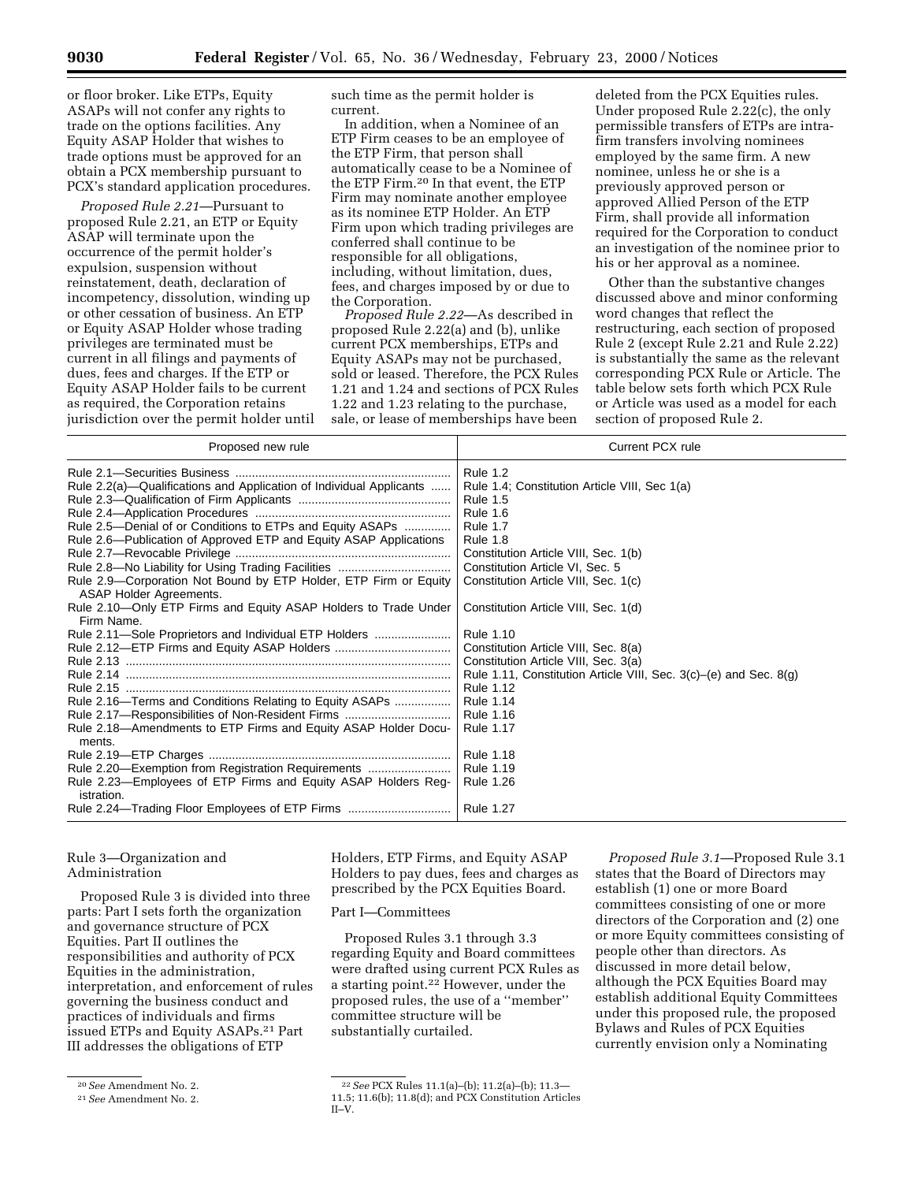or floor broker. Like ETPs, Equity ASAPs will not confer any rights to trade on the options facilities. Any Equity ASAP Holder that wishes to trade options must be approved for an obtain a PCX membership pursuant to PCX's standard application procedures.

*Proposed Rule 2.21*—Pursuant to proposed Rule 2.21, an ETP or Equity ASAP will terminate upon the occurrence of the permit holder's expulsion, suspension without reinstatement, death, declaration of incompetency, dissolution, winding up or other cessation of business. An ETP or Equity ASAP Holder whose trading privileges are terminated must be current in all filings and payments of dues, fees and charges. If the ETP or Equity ASAP Holder fails to be current as required, the Corporation retains jurisdiction over the permit holder until such time as the permit holder is current.

In addition, when a Nominee of an ETP Firm ceases to be an employee of the ETP Firm, that person shall automatically cease to be a Nominee of the ETP Firm.[20] In that event, the ETP Firm may nominate another employee as its nominee ETP Holder. An ETP Firm upon which trading privileges are conferred shall continue to be responsible for all obligations, including, without limitation, dues, fees, and charges imposed by or due to the Corporation.

*Proposed Rule 2.22*—As described in proposed Rule 2.22(a) and (b), unlike current PCX memberships, ETPs and Equity ASAPs may not be purchased, sold or leased. Therefore, the PCX Rules 1.21 and 1.24 and sections of PCX Rules 1.22 and 1.23 relating to the purchase, sale, or lease of memberships have been deleted from the PCX Equities rules. Under proposed Rule 2.22(c), the only permissible transfers of ETPs are intra-firm transfers involving nominees employed by the same firm. A new nominee, unless he or she is a previously approved person or approved Allied Person of the ETP Firm, shall provide all information required for the Corporation to conduct an investigation of the nominee prior to his or her approval as a nominee.

Other than the substantive changes discussed above and minor conforming word changes that reflect the restructuring, each section of proposed Rule 2 (except Rule 2.21 and Rule 2.22) is substantially the same as the relevant corresponding PCX Rule or Article. The table below sets forth which PCX Rule or Article was used as a model for each section of proposed Rule 2.

| Proposed new rule | Current PCX rule |
|---|---|
| Rule 2.1—Securities Business | Rule 1.2 |
| Rule 2.2(a)—Qualifications and Application of Individual Applicants | Rule 1.4; Constitution Article VIII, Sec 1(a) |
| Rule 2.3—Qualification of Firm Applicants | Rule 1.5 |
| Rule 2.4—Application Procedures | Rule 1.6 |
| Rule 2.5—Denial of or Conditions to ETPs and Equity ASAPs | Rule 1.7 |
| Rule 2.6—Publication of Approved ETP and Equity ASAP Applications | Rule 1.8 |
| Rule 2.7—Revocable Privilege | Constitution Article VIII, Sec. 1(b) |
| Rule 2.8—No Liability for Using Trading Facilities | Constitution Article VI, Sec. 5 |
| Rule 2.9—Corporation Not Bound by ETP Holder, ETP Firm or Equity ASAP Holder Agreements. | Constitution Article VIII, Sec. 1(c) |
| Rule 2.10—Only ETP Firms and Equity ASAP Holders to Trade Under Firm Name. | Constitution Article VIII, Sec. 1(d) |
| Rule 2.11—Sole Proprietors and Individual ETP Holders | Rule 1.10 |
| Rule 2.12—ETP Firms and Equity ASAP Holders | Constitution Article VIII, Sec. 8(a) |
| Rule 2.13 | Constitution Article VIII, Sec. 3(a) |
| Rule 2.14 | Rule 1.11, Constitution Article VIII, Sec. 3(c)–(e) and Sec. 8(g) |
| Rule 2.15 | Rule 1.12 |
| Rule 2.16—Terms and Conditions Relating to Equity ASAPs | Rule 1.14 |
| Rule 2.17—Responsibilities of Non-Resident Firms | Rule 1.16 |
| Rule 2.18—Amendments to ETP Firms and Equity ASAP Holder Documents. | Rule 1.17 |
| Rule 2.19—ETP Charges | Rule 1.18 |
| Rule 2.20—Exemption from Registration Requirements | Rule 1.19 |
| Rule 2.23—Employees of ETP Firms and Equity ASAP Holders Registration. | Rule 1.26 |
| Rule 2.24—Trading Floor Employees of ETP Firms | Rule 1.27 |

## Rule 3—Organization and Administration

Proposed Rule 3 is divided into three parts: Part I sets forth the organization and governance structure of PCX Equities. Part II outlines the responsibilities and authority of PCX Equities in the administration, interpretation, and enforcement of rules governing the business conduct and practices of individuals and firms issued ETPs and Equity ASAPs.[21] Part III addresses the obligations of ETP Holders, ETP Firms, and Equity ASAP Holders to pay dues, fees and charges as prescribed by the PCX Equities Board.

### Part I—Committees

Proposed Rules 3.1 through 3.3 regarding Equity and Board committees were drafted using current PCX Rules as a starting point.[22] However, under the proposed rules, the use of a "member" committee structure will be substantially curtailed.

*Proposed Rule 3.1*—Proposed Rule 3.1 states that the Board of Directors may establish (1) one or more Board committees consisting of one or more directors of the Corporation and (2) one or more Equity committees consisting of people other than directors. As discussed in more detail below, although the PCX Equities Board may establish additional Equity Committees under this proposed rule, the proposed Bylaws and Rules of PCX Equities currently envision only a Nominating

---

[20] *See* Amendment No. 2.

[21] *See* Amendment No. 2.

[22] *See* PCX Rules 11.1(a)–(b); 11.2(a)–(b); 11.3—11.5; 11.6(b); 11.8(d); and PCX Constitution Articles II–V.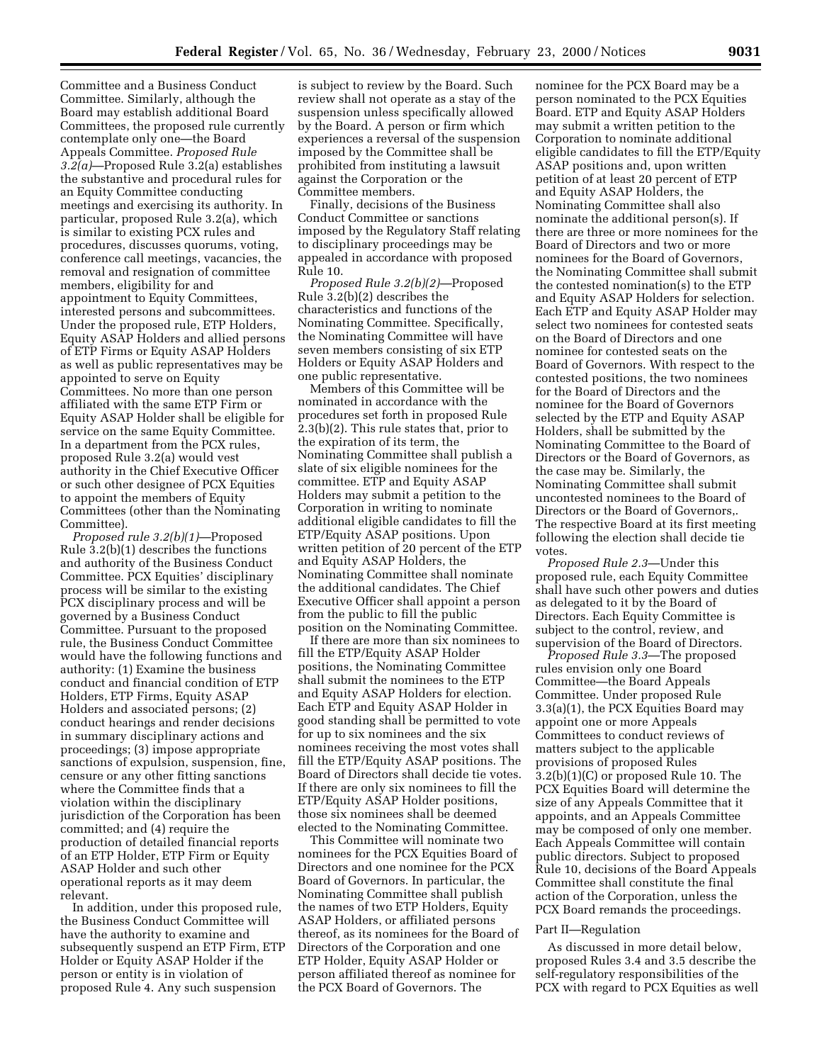Committee and a Business Conduct Committee. Similarly, although the Board may establish additional Board Committees, the proposed rule currently contemplate only one—the Board Appeals Committee. *Proposed Rule 3.2(a)*—Proposed Rule 3.2(a) establishes the substantive and procedural rules for an Equity Committee conducting meetings and exercising its authority. In particular, proposed Rule 3.2(a), which is similar to existing PCX rules and procedures, discusses quorums, voting, conference call meetings, vacancies, the removal and resignation of committee members, eligibility for and appointment to Equity Committees, interested persons and subcommittees. Under the proposed rule, ETP Holders, Equity ASAP Holders and allied persons of ETP Firms or Equity ASAP Holders as well as public representatives may be appointed to serve on Equity Committees. No more than one person affiliated with the same ETP Firm or Equity ASAP Holder shall be eligible for service on the same Equity Committee. In a department from the PCX rules, proposed Rule 3.2(a) would vest authority in the Chief Executive Officer or such other designee of PCX Equities to appoint the members of Equity Committees (other than the Nominating Committee).

*Proposed rule 3.2(b)(1)*—Proposed Rule 3.2(b)(1) describes the functions and authority of the Business Conduct Committee. PCX Equities' disciplinary process will be similar to the existing PCX disciplinary process and will be governed by a Business Conduct Committee. Pursuant to the proposed rule, the Business Conduct Committee would have the following functions and authority: (1) Examine the business conduct and financial condition of ETP Holders, ETP Firms, Equity ASAP Holders and associated persons; (2) conduct hearings and render decisions in summary disciplinary actions and proceedings; (3) impose appropriate sanctions of expulsion, suspension, fine, censure or any other fitting sanctions where the Committee finds that a violation within the disciplinary jurisdiction of the Corporation has been committed; and (4) require the production of detailed financial reports of an ETP Holder, ETP Firm or Equity ASAP Holder and such other operational reports as it may deem relevant.

In addition, under this proposed rule, the Business Conduct Committee will have the authority to examine and subsequently suspend an ETP Firm, ETP Holder or Equity ASAP Holder if the person or entity is in violation of proposed Rule 4. Any such suspension is subject to review by the Board. Such review shall not operate as a stay of the suspension unless specifically allowed by the Board. A person or firm which experiences a reversal of the suspension imposed by the Committee shall be prohibited from instituting a lawsuit against the Corporation or the Committee members.

Finally, decisions of the Business Conduct Committee or sanctions imposed by the Regulatory Staff relating to disciplinary proceedings may be appealed in accordance with proposed Rule 10.

*Proposed Rule 3.2(b)(2)*—Proposed Rule 3.2(b)(2) describes the characteristics and functions of the Nominating Committee. Specifically, the Nominating Committee will have seven members consisting of six ETP Holders or Equity ASAP Holders and one public representative.

Members of this Committee will be nominated in accordance with the procedures set forth in proposed Rule 2.3(b)(2). This rule states that, prior to the expiration of its term, the Nominating Committee shall publish a slate of six eligible nominees for the committee. ETP and Equity ASAP Holders may submit a petition to the Corporation in writing to nominate additional eligible candidates to fill the ETP/Equity ASAP positions. Upon written petition of 20 percent of the ETP and Equity ASAP Holders, the Nominating Committee shall nominate the additional candidates. The Chief Executive Officer shall appoint a person from the public to fill the public position on the Nominating Committee.

If there are more than six nominees to fill the ETP/Equity ASAP Holder positions, the Nominating Committee shall submit the nominees to the ETP and Equity ASAP Holders for election. Each ETP and Equity ASAP Holder in good standing shall be permitted to vote for up to six nominees and the six nominees receiving the most votes shall fill the ETP/Equity ASAP positions. The Board of Directors shall decide tie votes. If there are only six nominees to fill the ETP/Equity ASAP Holder positions, those six nominees shall be deemed elected to the Nominating Committee.

This Committee will nominate two nominees for the PCX Equities Board of Directors and one nominee for the PCX Board of Governors. In particular, the Nominating Committee shall publish the names of two ETP Holders, Equity ASAP Holders, or affiliated persons thereof, as its nominees for the Board of Directors of the Corporation and one ETP Holder, Equity ASAP Holder or person affiliated thereof as nominee for the PCX Board of Governors. The nominee for the PCX Board may be a person nominated to the PCX Equities Board. ETP and Equity ASAP Holders may submit a written petition to the Corporation to nominate additional eligible candidates to fill the ETP/Equity ASAP positions and, upon written petition of at least 20 percent of ETP and Equity ASAP Holders, the Nominating Committee shall also nominate the additional person(s). If there are three or more nominees for the Board of Directors and two or more nominees for the Board of Governors, the Nominating Committee shall submit the contested nomination(s) to the ETP and Equity ASAP Holders for selection. Each ETP and Equity ASAP Holder may select two nominees for contested seats on the Board of Directors and one nominee for contested seats on the Board of Governors. With respect to the contested positions, the two nominees for the Board of Directors and the nominee for the Board of Governors selected by the ETP and Equity ASAP Holders, shall be submitted by the Nominating Committee to the Board of Directors or the Board of Governors, as the case may be. Similarly, the Nominating Committee shall submit uncontested nominees to the Board of Directors or the Board of Governors,. The respective Board at its first meeting following the election shall decide tie votes.

*Proposed Rule 2.3*—Under this proposed rule, each Equity Committee shall have such other powers and duties as delegated to it by the Board of Directors. Each Equity Committee is subject to the control, review, and supervision of the Board of Directors.

*Proposed Rule 3.3*—The proposed rules envision only one Board Committee—the Board Appeals Committee. Under proposed Rule 3.3(a)(1), the PCX Equities Board may appoint one or more Appeals Committees to conduct reviews of matters subject to the applicable provisions of proposed Rules 3.2(b)(1)(C) or proposed Rule 10. The PCX Equities Board will determine the size of any Appeals Committee that it appoints, and an Appeals Committee may be composed of only one member. Each Appeals Committee will contain public directors. Subject to proposed Rule 10, decisions of the Board Appeals Committee shall constitute the final action of the Corporation, unless the PCX Board remands the proceedings.

Part II—Regulation

As discussed in more detail below, proposed Rules 3.4 and 3.5 describe the self-regulatory responsibilities of the PCX with regard to PCX Equities as well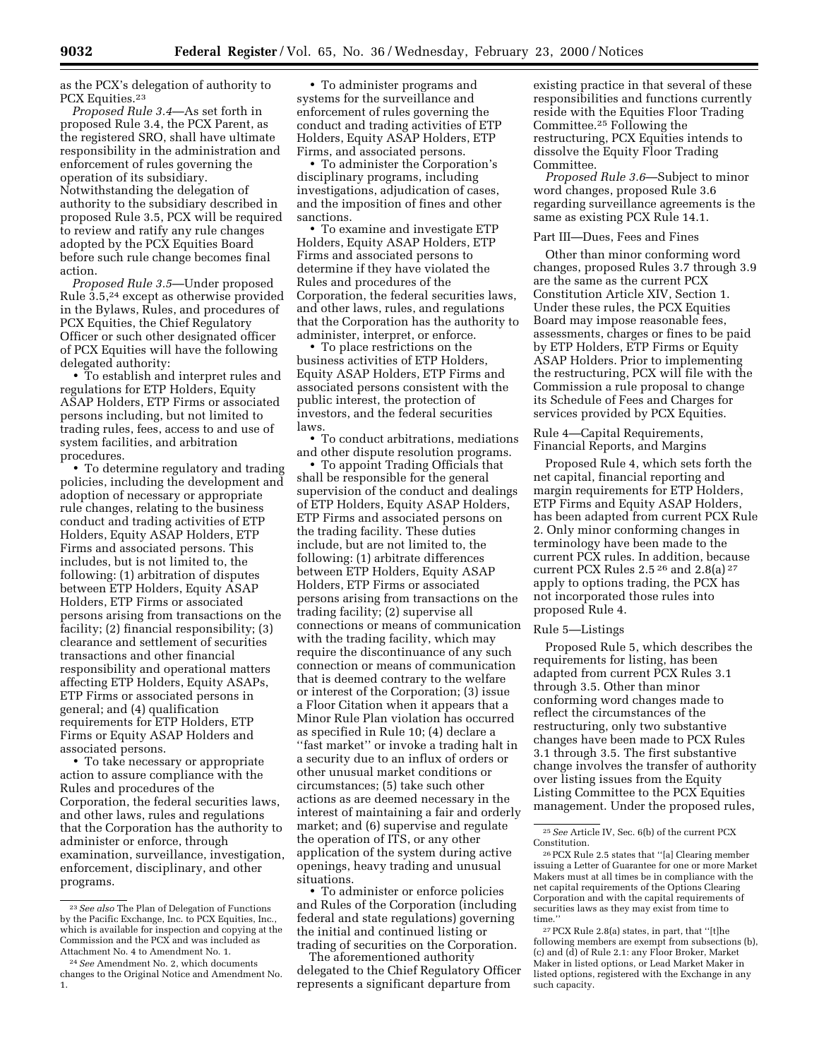as the PCX's delegation of authority to PCX Equities.[23]

*Proposed Rule 3.4*—As set forth in proposed Rule 3.4, the PCX Parent, as the registered SRO, shall have ultimate responsibility in the administration and enforcement of rules governing the operation of its subsidiary. Notwithstanding the delegation of authority to the subsidiary described in proposed Rule 3.5, PCX will be required to review and ratify any rule changes adopted by the PCX Equities Board before such rule change becomes final action.

*Proposed Rule 3.5*—Under proposed Rule 3.5,[24] except as otherwise provided in the Bylaws, Rules, and procedures of PCX Equities, the Chief Regulatory Officer or such other designated officer of PCX Equities will have the following delegated authority:

- To establish and interpret rules and regulations for ETP Holders, Equity ASAP Holders, ETP Firms or associated persons including, but not limited to trading rules, fees, access to and use of system facilities, and arbitration procedures.
- To determine regulatory and trading policies, including the development and adoption of necessary or appropriate rule changes, relating to the business conduct and trading activities of ETP Holders, Equity ASAP Holders, ETP Firms and associated persons. This includes, but is not limited to, the following: (1) arbitration of disputes between ETP Holders, Equity ASAP Holders, ETP Firms or associated persons arising from transactions on the facility; (2) financial responsibility; (3) clearance and settlement of securities transactions and other financial responsibility and operational matters affecting ETP Holders, Equity ASAPs, ETP Firms or associated persons in general; and (4) qualification requirements for ETP Holders, ETP Firms or Equity ASAP Holders and associated persons.
- To take necessary or appropriate action to assure compliance with the Rules and procedures of the Corporation, the federal securities laws, and other laws, rules and regulations that the Corporation has the authority to administer or enforce, through examination, surveillance, investigation, enforcement, disciplinary, and other programs.
- To administer programs and systems for the surveillance and enforcement of rules governing the conduct and trading activities of ETP Holders, Equity ASAP Holders, ETP Firms, and associated persons.
- To administer the Corporation's disciplinary programs, including investigations, adjudication of cases, and the imposition of fines and other sanctions.
- To examine and investigate ETP Holders, Equity ASAP Holders, ETP Firms and associated persons to determine if they have violated the Rules and procedures of the Corporation, the federal securities laws, and other laws, rules, and regulations that the Corporation has the authority to administer, interpret, or enforce.
- To place restrictions on the business activities of ETP Holders, Equity ASAP Holders, ETP Firms and associated persons consistent with the public interest, the protection of investors, and the federal securities laws.
- To conduct arbitrations, mediations and other dispute resolution programs.
- To appoint Trading Officials that shall be responsible for the general supervision of the conduct and dealings of ETP Holders, Equity ASAP Holders, ETP Firms and associated persons on the trading facility. These duties include, but are not limited to, the following: (1) arbitrate differences between ETP Holders, Equity ASAP Holders, ETP Firms or associated persons arising from transactions on the trading facility; (2) supervise all connections or means of communication with the trading facility, which may require the discontinuance of any such connection or means of communication that is deemed contrary to the welfare or interest of the Corporation; (3) issue a Floor Citation when it appears that a Minor Rule Plan violation has occurred as specified in Rule 10; (4) declare a "fast market" or invoke a trading halt in a security due to an influx of orders or other unusual market conditions or circumstances; (5) take such other actions as are deemed necessary in the interest of maintaining a fair and orderly market; and (6) supervise and regulate the operation of ITS, or any other application of the system during active openings, heavy trading and unusual situations.
- To administer or enforce policies and Rules of the Corporation (including federal and state regulations) governing the initial and continued listing or trading of securities on the Corporation.

The aforementioned authority delegated to the Chief Regulatory Officer represents a significant departure from existing practice in that several of these responsibilities and functions currently reside with the Equities Floor Trading Committee.[25] Following the restructuring, PCX Equities intends to dissolve the Equity Floor Trading Committee.

*Proposed Rule 3.6*—Subject to minor word changes, proposed Rule 3.6 regarding surveillance agreements is the same as existing PCX Rule 14.1.

Part III—Dues, Fees and Fines

Other than minor conforming word changes, proposed Rules 3.7 through 3.9 are the same as the current PCX Constitution Article XIV, Section 1. Under these rules, the PCX Equities Board may impose reasonable fees, assessments, charges or fines to be paid by ETP Holders, ETP Firms or Equity ASAP Holders. Prior to implementing the restructuring, PCX will file with the Commission a rule proposal to change its Schedule of Fees and Charges for services provided by PCX Equities.

Rule 4—Capital Requirements, Financial Reports, and Margins

Proposed Rule 4, which sets forth the net capital, financial reporting and margin requirements for ETP Holders, ETP Firms and Equity ASAP Holders, has been adapted from current PCX Rule 2. Only minor conforming changes in terminology have been made to the current PCX rules. In addition, because current PCX Rules 2.5[26] and 2.8(a)[27] apply to options trading, the PCX has not incorporated those rules into proposed Rule 4.

Rule 5—Listings

Proposed Rule 5, which describes the requirements for listing, has been adapted from current PCX Rules 3.1 through 3.5. Other than minor conforming word changes made to reflect the circumstances of the restructuring, only two substantive changes have been made to PCX Rules 3.1 through 3.5. The first substantive change involves the transfer of authority over listing issues from the Equity Listing Committee to the PCX Equities management. Under the proposed rules,

---

[23] *See also* The Plan of Delegation of Functions by the Pacific Exchange, Inc. to PCX Equities, Inc., which is available for inspection and copying at the Commission and the PCX and was included as Attachment No. 4 to Amendment No. 1.

[24] *See* Amendment No. 2, which documents changes to the Original Notice and Amendment No. 1.

[25] *See* Article IV, Sec. 6(b) of the current PCX Constitution.

[26] PCX Rule 2.5 states that "[a] Clearing member issuing a Letter of Guarantee for one or more Market Makers must at all times be in compliance with the net capital requirements of the Options Clearing Corporation and with the capital requirements of securities laws as they may exist from time to time."

[27] PCX Rule 2.8(a) states, in part, that "[t]he following members are exempt from subsections (b), (c) and (d) of Rule 2.1: any Floor Broker, Market Maker in listed options, or Lead Market Maker in listed options, registered with the Exchange in any such capacity.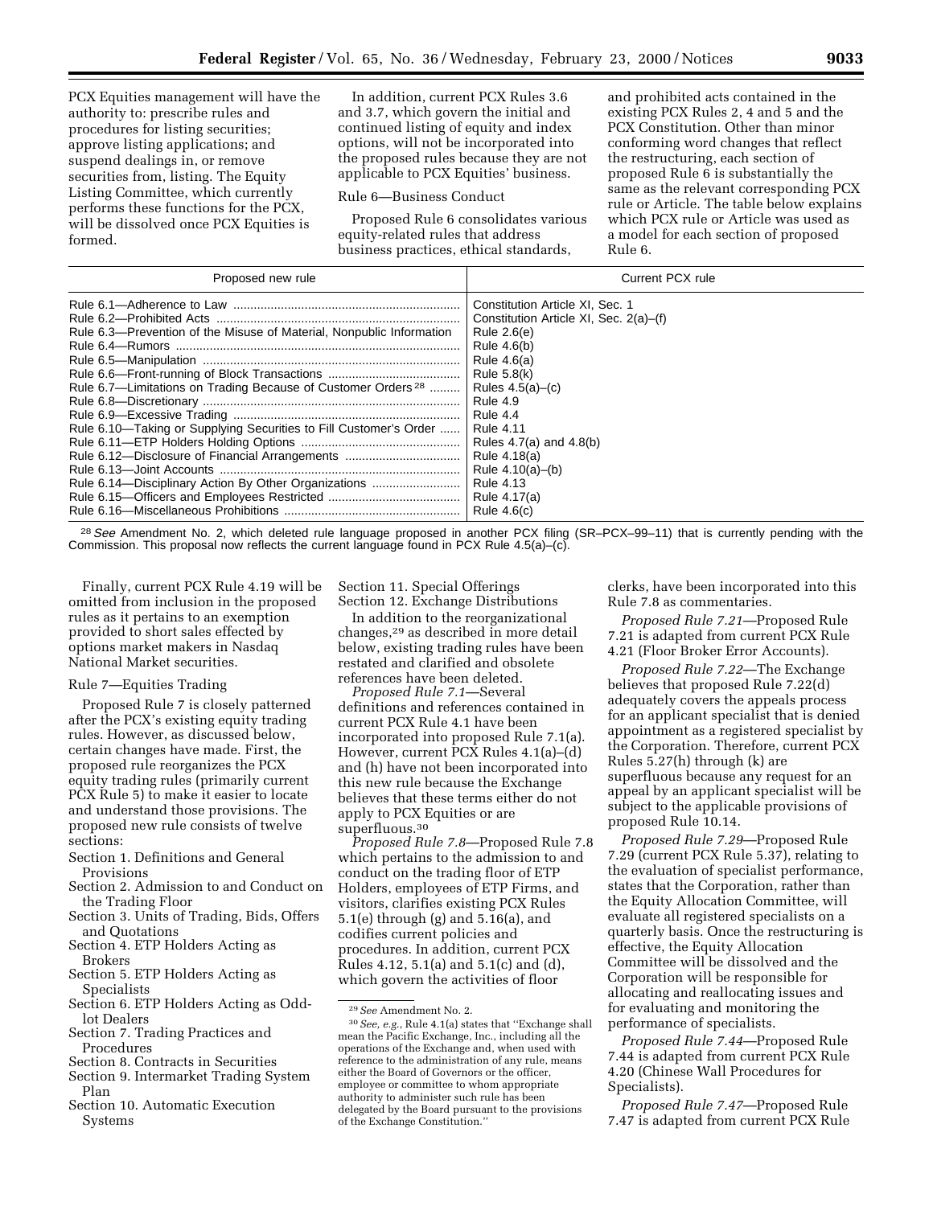PCX Equities management will have the authority to: prescribe rules and procedures for listing securities; approve listing applications; and suspend dealings in, or remove securities from, listing. The Equity Listing Committee, which currently performs these functions for the PCX, will be dissolved once PCX Equities is formed.

In addition, current PCX Rules 3.6 and 3.7, which govern the initial and continued listing of equity and index options, will not be incorporated into the proposed rules because they are not applicable to PCX Equities' business.

Rule 6—Business Conduct

Proposed Rule 6 consolidates various equity-related rules that address business practices, ethical standards, and prohibited acts contained in the existing PCX Rules 2, 4 and 5 and the PCX Constitution. Other than minor conforming word changes that reflect the restructuring, each section of proposed Rule 6 is substantially the same as the relevant corresponding PCX rule or Article. The table below explains which PCX rule or Article was used as a model for each section of proposed Rule 6.

| Proposed new rule | Current PCX rule |
|---|---|
| Rule 6.1—Adherence to Law | Constitution Article XI, Sec. 1 |
| Rule 6.2—Prohibited Acts | Constitution Article XI, Sec. 2(a)–(f) |
| Rule 6.3—Prevention of the Misuse of Material, Nonpublic Information | Rule 2.6(e) |
| Rule 6.4—Rumors | Rule 4.6(b) |
| Rule 6.5—Manipulation | Rule 4.6(a) |
| Rule 6.6—Front-running of Block Transactions | Rule 5.8(k) |
| Rule 6.7—Limitations on Trading Because of Customer Orders [28] | Rules 4.5(a)–(c) |
| Rule 6.8—Discretionary | Rule 4.9 |
| Rule 6.9—Excessive Trading | Rule 4.4 |
| Rule 6.10—Taking or Supplying Securities to Fill Customer's Order | Rule 4.11 |
| Rule 6.11—ETP Holders Holding Options | Rules 4.7(a) and 4.8(b) |
| Rule 6.12—Disclosure of Financial Arrangements | Rule 4.18(a) |
| Rule 6.13—Joint Accounts | Rule 4.10(a)–(b) |
| Rule 6.14—Disciplinary Action By Other Organizations | Rule 4.13 |
| Rule 6.15—Officers and Employees Restricted | Rule 4.17(a) |
| Rule 6.16—Miscellaneous Prohibitions | Rule 4.6(c) |

[28] *See* Amendment No. 2, which deleted rule language proposed in another PCX filing (SR–PCX–99–11) that is currently pending with the Commission. This proposal now reflects the current language found in PCX Rule 4.5(a)–(c).

Finally, current PCX Rule 4.19 will be omitted from inclusion in the proposed rules as it pertains to an exemption provided to short sales effected by options market makers in Nasdaq National Market securities.

Rule 7—Equities Trading

Proposed Rule 7 is closely patterned after the PCX's existing equity trading rules. However, as discussed below, certain changes have made. First, the proposed rule reorganizes the PCX equity trading rules (primarily current PCX Rule 5) to make it easier to locate and understand those provisions. The proposed new rule consists of twelve sections:

Section 1. Definitions and General Provisions
Section 2. Admission to and Conduct on the Trading Floor
Section 3. Units of Trading, Bids, Offers and Quotations
Section 4. ETP Holders Acting as Brokers
Section 5. ETP Holders Acting as Specialists
Section 6. ETP Holders Acting as Odd-lot Dealers
Section 7. Trading Practices and Procedures
Section 8. Contracts in Securities
Section 9. Intermarket Trading System Plan
Section 10. Automatic Execution Systems
Section 11. Special Offerings
Section 12. Exchange Distributions

In addition to the reorganizational changes,[29] as described in more detail below, existing trading rules have been restated and clarified and obsolete references have been deleted.

*Proposed Rule 7.1*—Several definitions and references contained in current PCX Rule 4.1 have been incorporated into proposed Rule 7.1(a). However, current PCX Rules 4.1(a)–(d) and (h) have not been incorporated into this new rule because the Exchange believes that these terms either do not apply to PCX Equities or are superfluous.[30]

*Proposed Rule 7.8*—Proposed Rule 7.8 which pertains to the admission to and conduct on the trading floor of ETP Holders, employees of ETP Firms, and visitors, clarifies existing PCX Rules 5.1(e) through (g) and 5.16(a), and codifies current policies and procedures. In addition, current PCX Rules 4.12, 5.1(a) and 5.1(c) and (d), which govern the activities of floor clerks, have been incorporated into this Rule 7.8 as commentaries.

*Proposed Rule 7.21*—Proposed Rule 7.21 is adapted from current PCX Rule 4.21 (Floor Broker Error Accounts).

*Proposed Rule 7.22*—The Exchange believes that proposed Rule 7.22(d) adequately covers the appeals process for an applicant specialist that is denied appointment as a registered specialist by the Corporation. Therefore, current PCX Rules 5.27(h) through (k) are superfluous because any request for an appeal by an applicant specialist will be subject to the applicable provisions of proposed Rule 10.14.

*Proposed Rule 7.29*—Proposed Rule 7.29 (current PCX Rule 5.37), relating to the evaluation of specialist performance, states that the Corporation, rather than the Equity Allocation Committee, will evaluate all registered specialists on a quarterly basis. Once the restructuring is effective, the Equity Allocation Committee will be dissolved and the Corporation will be responsible for allocating and reallocating issues and for evaluating and monitoring the performance of specialists.

*Proposed Rule 7.44*—Proposed Rule 7.44 is adapted from current PCX Rule 4.20 (Chinese Wall Procedures for Specialists).

*Proposed Rule 7.47*—Proposed Rule 7.47 is adapted from current PCX Rule

[29] *See* Amendment No. 2.

[30] *See, e.g.*, Rule 4.1(a) states that "Exchange shall mean the Pacific Exchange, Inc., including all the operations of the Exchange and, when used with reference to the administration of any rule, means either the Board of Governors or the officer, employee or committee to whom appropriate authority to administer such rule has been delegated by the Board pursuant to the provisions of the Exchange Constitution."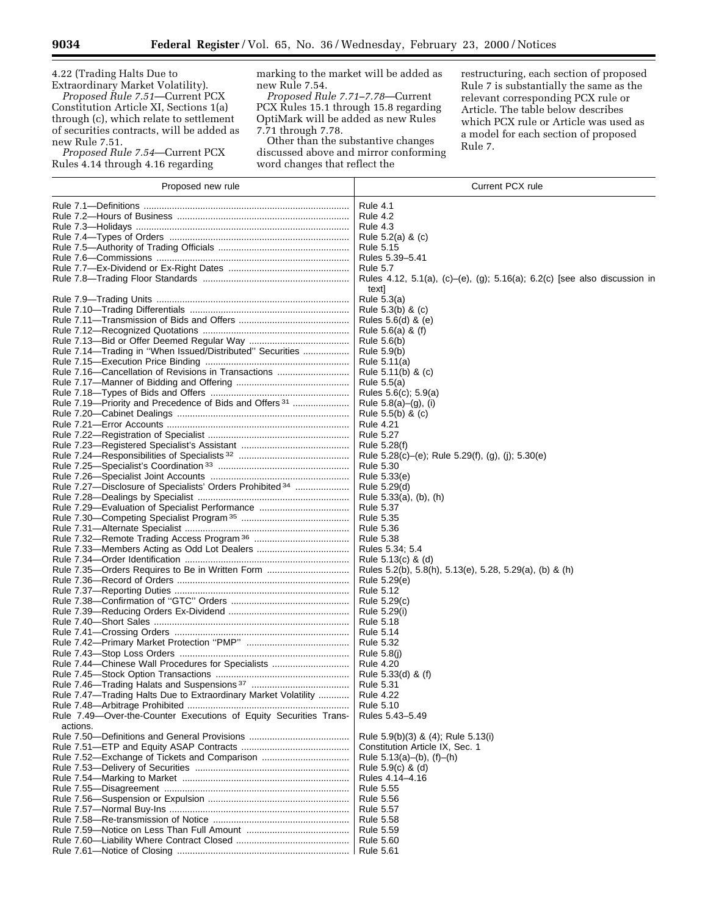4.22 (Trading Halts Due to Extraordinary Market Volatility).

*Proposed Rule 7.51*—Current PCX Constitution Article XI, Sections 1(a) through (c), which relate to settlement of securities contracts, will be added as new Rule 7.51.

*Proposed Rule 7.54*—Current PCX Rules 4.14 through 4.16 regarding marking to the market will be added as new Rule 7.54.

*Proposed Rule 7.71–7.78*—Current PCX Rules 15.1 through 15.8 regarding OptiMark will be added as new Rules 7.71 through 7.78.

Other than the substantive changes discussed above and mirror conforming word changes that reflect the restructuring, each section of proposed Rule 7 is substantially the same as the relevant corresponding PCX rule or Article. The table below describes which PCX rule or Article was used as a model for each section of proposed Rule 7.

| Proposed new rule | Current PCX rule |
|---|---|
| Rule 7.1—Definitions | Rule 4.1 |
| Rule 7.2—Hours of Business | Rule 4.2 |
| Rule 7.3—Holidays | Rule 4.3 |
| Rule 7.4—Types of Orders | Rule 5.2(a) & (c) |
| Rule 7.5—Authority of Trading Officials | Rule 5.15 |
| Rule 7.6—Commissions | Rules 5.39–5.41 |
| Rule 7.7—Ex-Dividend or Ex-Right Dates | Rule 5.7 |
| Rule 7.8—Trading Floor Standards | Rules 4.12, 5.1(a), (c)–(e), (g); 5.16(a); 6.2(c) [see also discussion in text] |
| Rule 7.9—Trading Units | Rule 5.3(a) |
| Rule 7.10—Trading Differentials | Rule 5.3(b) & (c) |
| Rule 7.11—Transmission of Bids and Offers | Rules 5.6(d) & (e) |
| Rule 7.12—Recognized Quotations | Rule 5.6(a) & (f) |
| Rule 7.13—Bid or Offer Deemed Regular Way | Rule 5.6(b) |
| Rule 7.14—Trading in "When Issued/Distributed" Securities | Rule 5.9(b) |
| Rule 7.15—Execution Price Binding | Rule 5.11(a) |
| Rule 7.16—Cancellation of Revisions in Transactions | Rule 5.11(b) & (c) |
| Rule 7.17—Manner of Bidding and Offering | Rule 5.5(a) |
| Rule 7.18—Types of Bids and Offers | Rules 5.6(c); 5.9(a) |
| Rule 7.19—Priority and Precedence of Bids and Offers [31] | Rule 5.8(a)–(g), (i) |
| Rule 7.20—Cabinet Dealings | Rule 5.5(b) & (c) |
| Rule 7.21—Error Accounts | Rule 4.21 |
| Rule 7.22—Registration of Specialist | Rule 5.27 |
| Rule 7.23—Registered Specialist's Assistant | Rule 5.28(f) |
| Rule 7.24—Responsibilities of Specialists [32] | Rule 5.28(c)–(e); Rule 5.29(f), (g), (j); 5.30(e) |
| Rule 7.25—Specialist's Coordination [33] | Rule 5.30 |
| Rule 7.26—Specialist Joint Accounts | Rule 5.33(e) |
| Rule 7.27—Disclosure of Specialists' Orders Prohibited [34] | Rule 5.29(d) |
| Rule 7.28—Dealings by Specialist | Rule 5.33(a), (b), (h) |
| Rule 7.29—Evaluation of Specialist Performance | Rule 5.37 |
| Rule 7.30—Competing Specialist Program [35] | Rule 5.35 |
| Rule 7.31—Alternate Specialist | Rule 5.36 |
| Rule 7.32—Remote Trading Access Program [36] | Rule 5.38 |
| Rule 7.33—Members Acting as Odd Lot Dealers | Rules 5.34; 5.4 |
| Rule 7.34—Order Identification | Rule 5.13(c) & (d) |
| Rule 7.35—Orders Requires to Be in Written Form | Rules 5.2(b), 5.8(h), 5.13(e), 5.28, 5.29(a), (b) & (h) |
| Rule 7.36—Record of Orders | Rule 5.29(e) |
| Rule 7.37—Reporting Duties | Rule 5.12 |
| Rule 7.38—Confirmation of "GTC" Orders | Rule 5.29(c) |
| Rule 7.39—Reducing Orders Ex-Dividend | Rule 5.29(i) |
| Rule 7.40—Short Sales | Rule 5.18 |
| Rule 7.41—Crossing Orders | Rule 5.14 |
| Rule 7.42—Primary Market Protection "PMP" | Rule 5.32 |
| Rule 7.43—Stop Loss Orders | Rule 5.8(j) |
| Rule 7.44—Chinese Wall Procedures for Specialists | Rule 4.20 |
| Rule 7.45—Stock Option Transactions | Rule 5.33(d) & (f) |
| Rule 7.46—Trading Halats and Suspensions [37] | Rule 5.31 |
| Rule 7.47—Trading Halts Due to Extraordinary Market Volatility | Rule 4.22 |
| Rule 7.48—Arbitrage Prohibited | Rule 5.10 |
| Rule 7.49—Over-the-Counter Executions of Equity Securities Transactions. | Rules 5.43–5.49 |
| Rule 7.50—Definitions and General Provisions | Rule 5.9(b)(3) & (4); Rule 5.13(i) |
| Rule 7.51—ETP and Equity ASAP Contracts | Constitution Article IX, Sec. 1 |
| Rule 7.52—Exchange of Tickets and Comparison | Rule 5.13(a)–(b), (f)–(h) |
| Rule 7.53—Delivery of Securities | Rule 5.9(c) & (d) |
| Rule 7.54—Marking to Market | Rules 4.14–4.16 |
| Rule 7.55—Disagreement | Rule 5.55 |
| Rule 7.56—Suspension or Expulsion | Rule 5.56 |
| Rule 7.57—Normal Buy-Ins | Rule 5.57 |
| Rule 7.58—Re-transmission of Notice | Rule 5.58 |
| Rule 7.59—Notice on Less Than Full Amount | Rule 5.59 |
| Rule 7.60—Liability Where Contract Closed | Rule 5.60 |
| Rule 7.61—Notice of Closing | Rule 5.61 |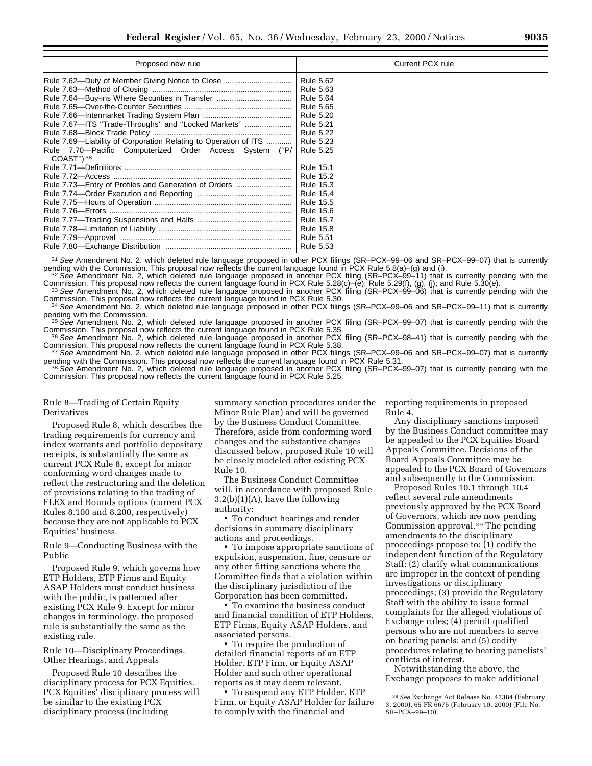| Proposed new rule | Current PCX rule |
| --- | --- |
| Rule 7.62—Duty of Member Giving Notice to Close | Rule 5.62 |
| Rule 7.63—Method of Closing | Rule 5.63 |
| Rule 7.64—Buy-ins Where Securities in Transfer | Rule 5.64 |
| Rule 7.65—Over-the-Counter Securities | Rule 5.65 |
| Rule 7.66—Intermarket Trading System Plan | Rule 5.20 |
| Rule 7.67—ITS "Trade-Throughs" and "Locked Markets" | Rule 5.21 |
| Rule 7.68—Block Trade Policy | Rule 5.22 |
| Rule 7.69—Liability of Corporation Relating to Operation of ITS | Rule 5.23 |
| Rule 7.70—Pacific Computerized Order Access System ("P/COAST") [38]. | Rule 5.25 |
| Rule 7.71—Definitions | Rule 15.1 |
| Rule 7.72—Access | Rule 15.2 |
| Rule 7.73—Entry of Profiles and Generation of Orders | Rule 15.3 |
| Rule 7.74—Order Execution and Reporting | Rule 15.4 |
| Rule 7.75—Hours of Operation | Rule 15.5 |
| Rule 7.76—Errors | Rule 15.6 |
| Rule 7.77—Trading Suspensions and Halts | Rule 15.7 |
| Rule 7.78—Limitation of Liability | Rule 15.8 |
| Rule 7.79—Approval | Rule 5.51 |
| Rule 7.80—Exchange Distribution | Rule 5.53 |

[31] *See* Amendment No. 2, which deleted rule language proposed in other PCX filings (SR–PCX–99–06 and SR–PCX–99–07) that is currently pending with the Commission. This proposal now reflects the current language found in PCX Rule 5.8(a)–(g) and (i).

[32] *See* Amendment No. 2, which deleted rule language proposed in another PCX filing (SR–PCX–99–11) that is currently pending with the Commission. This proposal now reflects the current language found in PCX Rule 5.28(c)–(e); Rule 5.29(f), (g), (j); and Rule 5.30(e).

[33] *See* Amendment No. 2, which deleted rule language proposed in another PCX filing (SR–PCX–99–06) that is currently pending with the Commission. This proposal now reflects the current language found in PCX Rule 5.30.

[34] *See* Amendment No. 2, which deleted rule language proposed in other PCX filings (SR–PCX–99–06 and SR–PCX–99–11) that is currently pending with the Commission.

[35] *See* Amendment No. 2, which deleted rule language proposed in another PCX filing (SR–PCX–99–07) that is currently pending with the Commission. This proposal now reflects the current language found in PCX Rule 5.35.

[36] *See* Amendment No. 2, which deleted rule language proposed in another PCX filing (SR–PCX–98–41) that is currently pending with the Commission. This proposal now reflects the current language found in PCX Rule 5.38.

[37] *See* Amendment No. 2, which deleted rule language proposed in other PCX filings (SR–PCX–99–06 and SR–PCX–99–07) that is currently pending with the Commission. This proposal now reflects the current language found in PCX Rule 5.31.

[38] *See* Amendment No. 2, which deleted rule language proposed in another PCX filing (SR–PCX–99–07) that is currently pending with the Commission. This proposal now reflects the current language found in PCX Rule 5.25.

Rule 8—Trading of Certain Equity Derivatives

Proposed Rule 8, which describes the trading requirements for currency and index warrants and portfolio depositary receipts, is substantially the same as current PCX Rule 8, except for minor conforming word changes made to reflect the restructuring and the deletion of provisions relating to the trading of FLEX and Bounds options (current PCX Rules 8.100 and 8.200, respectively) because they are not applicable to PCX Equities' business.

Rule 9—Conducting Business with the Public

Proposed Rule 9, which governs how ETP Holders, ETP Firms and Equity ASAP Holders must conduct business with the public, is patterned after existing PCX Rule 9. Except for minor changes in terminology, the proposed rule is substantially the same as the existing rule.

Rule 10—Disciplinary Proceedings, Other Hearings, and Appeals

Proposed Rule 10 describes the disciplinary process for PCX Equities. PCX Equities' disciplinary process will be similar to the existing PCX disciplinary process (including summary sanction procedures under the Minor Rule Plan) and will be governed by the Business Conduct Committee. Therefore, aside from conforming word changes and the substantive changes discussed below, proposed Rule 10 will be closely modeled after existing PCX Rule 10.

The Business Conduct Committee will, in accordance with proposed Rule 3.2(b)(1)(A), have the following authority:

- To conduct hearings and render decisions in summary disciplinary actions and proceedings.
- To impose appropriate sanctions of expulsion, suspension, fine, censure or any other fitting sanctions where the Committee finds that a violation within the disciplinary jurisdiction of the Corporation has been committed.
- To examine the business conduct and financial condition of ETP Holders, ETP Firms, Equity ASAP Holders, and associated persons.
- To require the production of detailed financial reports of an ETP Holder, ETP Firm, or Equity ASAP Holder and such other operational reports as it may deem relevant.
- To suspend any ETP Holder, ETP Firm, or Equity ASAP Holder for failure to comply with the financial and reporting requirements in proposed Rule 4.

Any disciplinary sanctions imposed by the Business Conduct committee may be appealed to the PCX Equities Board Appeals Committee. Decisions of the Board Appeals Committee may be appealed to the PCX Board of Governors and subsequently to the Commission.

Proposed Rules 10.1 through 10.4 reflect several rule amendments previously approved by the PCX Board of Governors, which are now pending Commission approval.[39] The pending amendments to the disciplinary proceedings propose to: (1) codify the independent function of the Regulatory Staff; (2) clarify what communications are improper in the context of pending investigations or disciplinary proceedings; (3) provide the Regulatory Staff with the ability to issue formal complaints for the alleged violations of Exchange rules; (4) permit qualified persons who are not members to serve on hearing panels; and (5) codify procedures relating to hearing panelists' conflicts of interest.

Notwithstanding the above, the Exchange proposes to make additional

[39] *See* Exchange Act Release No. 42384 (February 3, 2000), 65 FR 6675 (February 10, 2000) (File No. SR–PCX–99–10).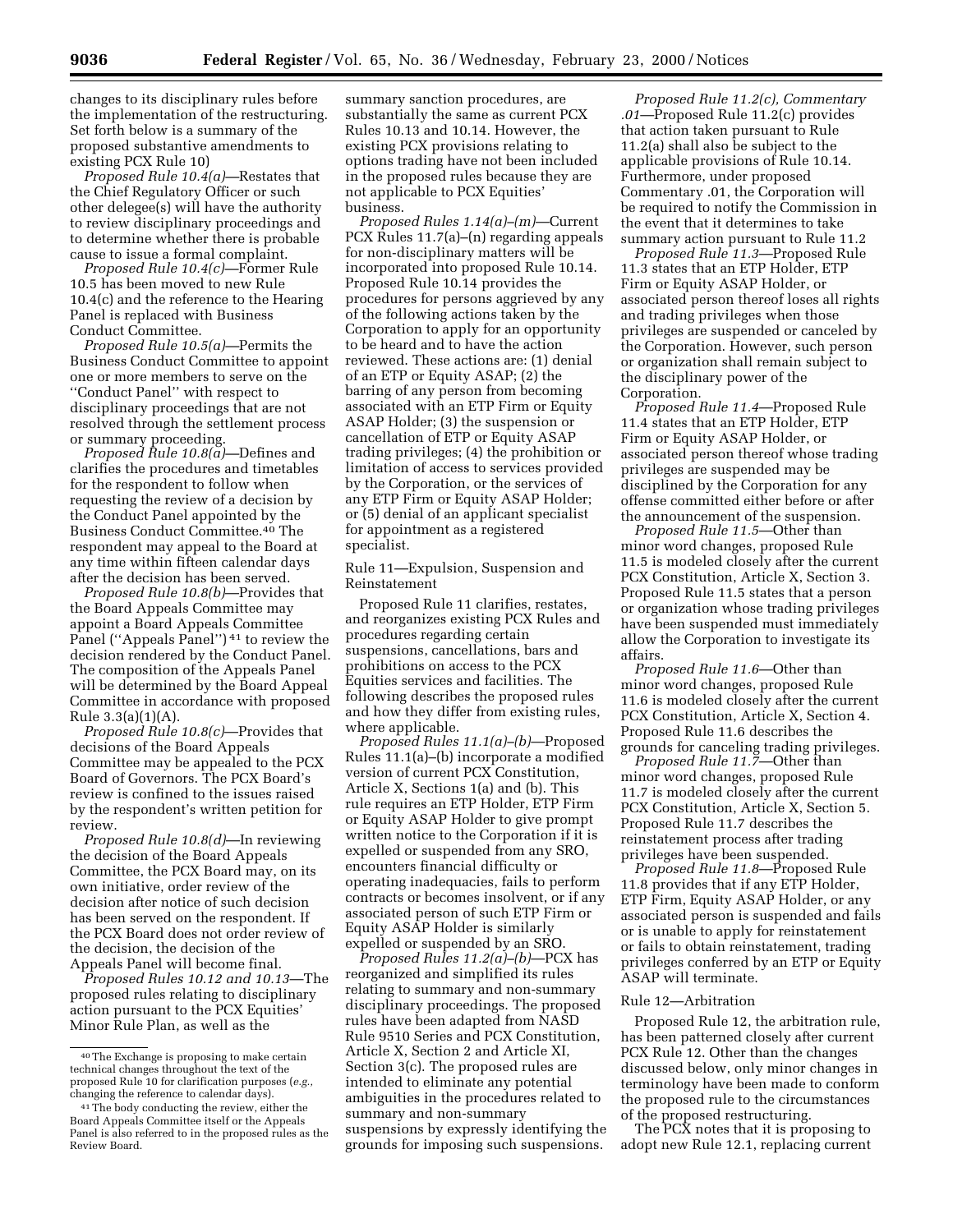changes to its disciplinary rules before the implementation of the restructuring. Set forth below is a summary of the proposed substantive amendments to existing PCX Rule 10)

*Proposed Rule 10.4(a)*—Restates that the Chief Regulatory Officer or such other delegee(s) will have the authority to review disciplinary proceedings and to determine whether there is probable cause to issue a formal complaint.

*Proposed Rule 10.4(c)*—Former Rule 10.5 has been moved to new Rule 10.4(c) and the reference to the Hearing Panel is replaced with Business Conduct Committee.

*Proposed Rule 10.5(a)*—Permits the Business Conduct Committee to appoint one or more members to serve on the ''Conduct Panel'' with respect to disciplinary proceedings that are not resolved through the settlement process or summary proceeding.

*Proposed Rule 10.8(a)*—Defines and clarifies the procedures and timetables for the respondent to follow when requesting the review of a decision by the Conduct Panel appointed by the Business Conduct Committee.[40] The respondent may appeal to the Board at any time within fifteen calendar days after the decision has been served.

*Proposed Rule 10.8(b)*—Provides that the Board Appeals Committee may appoint a Board Appeals Committee Panel (''Appeals Panel'')[41] to review the decision rendered by the Conduct Panel. The composition of the Appeals Panel will be determined by the Board Appeal Committee in accordance with proposed Rule 3.3(a)(1)(A).

*Proposed Rule 10.8(c)*—Provides that decisions of the Board Appeals Committee may be appealed to the PCX Board of Governors. The PCX Board's review is confined to the issues raised by the respondent's written petition for review.

*Proposed Rule 10.8(d)*—In reviewing the decision of the Board Appeals Committee, the PCX Board may, on its own initiative, order review of the decision after notice of such decision has been served on the respondent. If the PCX Board does not order review of the decision, the decision of the Appeals Panel will become final.

*Proposed Rules 10.12 and 10.13*—The proposed rules relating to disciplinary action pursuant to the PCX Equities' Minor Rule Plan, as well as the summary sanction procedures, are substantially the same as current PCX Rules 10.13 and 10.14. However, the existing PCX provisions relating to options trading have not been included in the proposed rules because they are not applicable to PCX Equities' business.

*Proposed Rules 1.14(a)–(m)*—Current PCX Rules 11.7(a)–(n) regarding appeals for non-disciplinary matters will be incorporated into proposed Rule 10.14. Proposed Rule 10.14 provides the procedures for persons aggrieved by any of the following actions taken by the Corporation to apply for an opportunity to be heard and to have the action reviewed. These actions are: (1) denial of an ETP or Equity ASAP; (2) the barring of any person from becoming associated with an ETP Firm or Equity ASAP Holder; (3) the suspension or cancellation of ETP or Equity ASAP trading privileges; (4) the prohibition or limitation of access to services provided by the Corporation, or the services of any ETP Firm or Equity ASAP Holder; or (5) denial of an applicant specialist for appointment as a registered specialist.

Rule 11—Expulsion, Suspension and Reinstatement

Proposed Rule 11 clarifies, restates, and reorganizes existing PCX Rules and procedures regarding certain suspensions, cancellations, bars and prohibitions on access to the PCX Equities services and facilities. The following describes the proposed rules and how they differ from existing rules, where applicable.

*Proposed Rules 11.1(a)–(b)*—Proposed Rules 11.1(a)–(b) incorporate a modified version of current PCX Constitution, Article X, Sections 1(a) and (b). This rule requires an ETP Holder, ETP Firm or Equity ASAP Holder to give prompt written notice to the Corporation if it is expelled or suspended from any SRO, encounters financial difficulty or operating inadequacies, fails to perform contracts or becomes insolvent, or if any associated person of such ETP Firm or Equity ASAP Holder is similarly expelled or suspended by an SRO.

*Proposed Rules 11.2(a)–(b)*—PCX has reorganized and simplified its rules relating to summary and non-summary disciplinary proceedings. The proposed rules have been adapted from NASD Rule 9510 Series and PCX Constitution, Article X, Section 2 and Article XI, Section 3(c). The proposed rules are intended to eliminate any potential ambiguities in the procedures related to summary and non-summary suspensions by expressly identifying the grounds for imposing such suspensions.

*Proposed Rule 11.2(c), Commentary .01*—Proposed Rule 11.2(c) provides that action taken pursuant to Rule 11.2(a) shall also be subject to the applicable provisions of Rule 10.14. Furthermore, under proposed Commentary .01, the Corporation will be required to notify the Commission in the event that it determines to take summary action pursuant to Rule 11.2

*Proposed Rule 11.3*—Proposed Rule 11.3 states that an ETP Holder, ETP Firm or Equity ASAP Holder, or associated person thereof loses all rights and trading privileges when those privileges are suspended or canceled by the Corporation. However, such person or organization shall remain subject to the disciplinary power of the Corporation.

*Proposed Rule 11.4*—Proposed Rule 11.4 states that an ETP Holder, ETP Firm or Equity ASAP Holder, or associated person thereof whose trading privileges are suspended may be disciplined by the Corporation for any offense committed either before or after the announcement of the suspension.

*Proposed Rule 11.5*—Other than minor word changes, proposed Rule 11.5 is modeled closely after the current PCX Constitution, Article X, Section 3. Proposed Rule 11.5 states that a person or organization whose trading privileges have been suspended must immediately allow the Corporation to investigate its affairs.

*Proposed Rule 11.6*—Other than minor word changes, proposed Rule 11.6 is modeled closely after the current PCX Constitution, Article X, Section 4. Proposed Rule 11.6 describes the grounds for canceling trading privileges.

*Proposed Rule 11.7*—Other than minor word changes, proposed Rule 11.7 is modeled closely after the current PCX Constitution, Article X, Section 5. Proposed Rule 11.7 describes the reinstatement process after trading privileges have been suspended.

*Proposed Rule 11.8*—Proposed Rule 11.8 provides that if any ETP Holder, ETP Firm, Equity ASAP Holder, or any associated person is suspended and fails or is unable to apply for reinstatement or fails to obtain reinstatement, trading privileges conferred by an ETP or Equity ASAP will terminate.

Rule 12—Arbitration

Proposed Rule 12, the arbitration rule, has been patterned closely after current PCX Rule 12. Other than the changes discussed below, only minor changes in terminology have been made to conform the proposed rule to the circumstances of the proposed restructuring.

The PCX notes that it is proposing to adopt new Rule 12.1, replacing current

---

[40] The Exchange is proposing to make certain technical changes throughout the text of the proposed Rule 10 for clarification purposes (*e.g.*, changing the reference to calendar days).

[41] The body conducting the review, either the Board Appeals Committee itself or the Appeals Panel is also referred to in the proposed rules as the Review Board.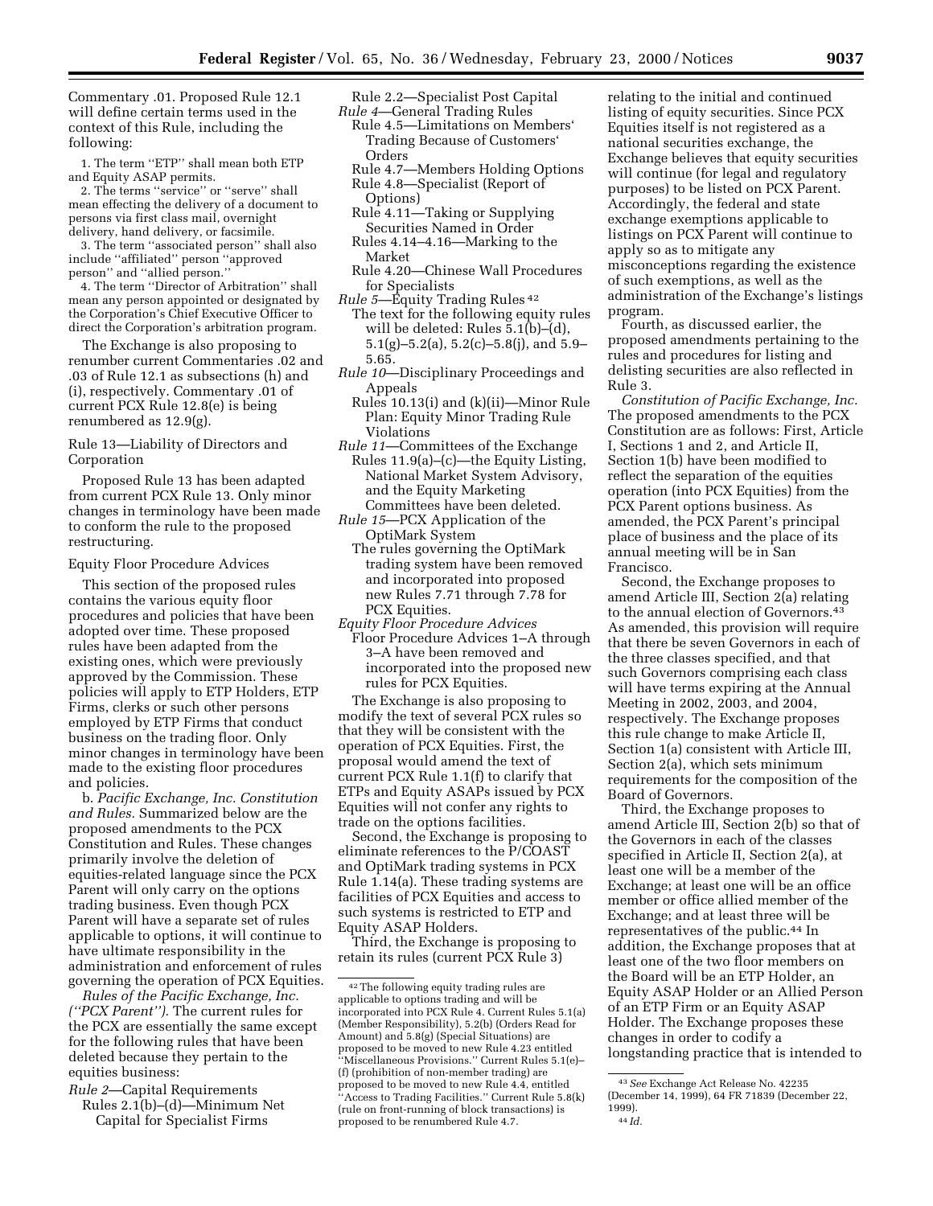Commentary .01. Proposed Rule 12.1 will define certain terms used in the context of this Rule, including the following:

1. The term ''ETP'' shall mean both ETP and Equity ASAP permits.

2. The terms ''service'' or ''serve'' shall mean effecting the delivery of a document to persons via first class mail, overnight delivery, hand delivery, or facsimile.

3. The term ''associated person'' shall also include ''affiliated'' person ''approved person'' and ''allied person.''

4. The term ''Director of Arbitration'' shall mean any person appointed or designated by the Corporation's Chief Executive Officer to direct the Corporation's arbitration program.

The Exchange is also proposing to renumber current Commentaries .02 and .03 of Rule 12.1 as subsections (h) and (i), respectively. Commentary .01 of current PCX Rule 12.8(e) is being renumbered as 12.9(g).

Rule 13—Liability of Directors and Corporation

Proposed Rule 13 has been adapted from current PCX Rule 13. Only minor changes in terminology have been made to conform the rule to the proposed restructuring.

Equity Floor Procedure Advices

This section of the proposed rules contains the various equity floor procedures and policies that have been adopted over time. These proposed rules have been adapted from the existing ones, which were previously approved by the Commission. These policies will apply to ETP Holders, ETP Firms, clerks or such other persons employed by ETP Firms that conduct business on the trading floor. Only minor changes in terminology have been made to the existing floor procedures and policies.

b. *Pacific Exchange, Inc. Constitution and Rules.* Summarized below are the proposed amendments to the PCX Constitution and Rules. These changes primarily involve the deletion of equities-related language since the PCX Parent will only carry on the options trading business. Even though PCX Parent will have a separate set of rules applicable to options, it will continue to have ultimate responsibility in the administration and enforcement of rules governing the operation of PCX Equities.

*Rules of the Pacific Exchange, Inc. (''PCX Parent'').* The current rules for the PCX are essentially the same except for the following rules that have been deleted because they pertain to the equities business:

*Rule 2*—Capital Requirements
Rules 2.1(b)–(d)—Minimum Net Capital for Specialist Firms
Rule 2.2—Specialist Post Capital

*Rule 4*—General Trading Rules
Rule 4.5—Limitations on Members' Trading Because of Customers' Orders
Rule 4.7—Members Holding Options
Rule 4.8—Specialist (Report of Options)
Rule 4.11—Taking or Supplying Securities Named in Order
Rules 4.14–4.16—Marking to the Market
Rule 4.20—Chinese Wall Procedures for Specialists

*Rule 5*—Equity Trading Rules [42]
The text for the following equity rules will be deleted: Rules 5.1(b)–(d), 5.1(g)–5.2(a), 5.2(c)–5.8(j), and 5.9–5.65.

*Rule 10*—Disciplinary Proceedings and Appeals
Rules 10.13(i) and (k)(ii)—Minor Rule Plan: Equity Minor Trading Rule Violations

*Rule 11*—Committees of the Exchange
Rules 11.9(a)–(c)—the Equity Listing, National Market System Advisory, and the Equity Marketing Committees have been deleted.

*Rule 15*—PCX Application of the OptiMark System
The rules governing the OptiMark trading system have been removed and incorporated into proposed new Rules 7.71 through 7.78 for PCX Equities.

*Equity Floor Procedure Advices*
Floor Procedure Advices 1–A through 3–A have been removed and incorporated into the proposed new rules for PCX Equities.

The Exchange is also proposing to modify the text of several PCX rules so that they will be consistent with the operation of PCX Equities. First, the proposal would amend the text of current PCX Rule 1.1(f) to clarify that ETPs and Equity ASAPs issued by PCX Equities will not confer any rights to trade on the options facilities.

Second, the Exchange is proposing to eliminate references to the P/COAST and OptiMark trading systems in PCX Rule 1.14(a). These trading systems are facilities of PCX Equities and access to such systems is restricted to ETP and Equity ASAP Holders.

Third, the Exchange is proposing to retain its rules (current PCX Rule 3) relating to the initial and continued listing of equity securities. Since PCX Equities itself is not registered as a national securities exchange, the Exchange believes that equity securities will continue (for legal and regulatory purposes) to be listed on PCX Parent. Accordingly, the federal and state exchange exemptions applicable to listings on PCX Parent will continue to apply so as to mitigate any misconceptions regarding the existence of such exemptions, as well as the administration of the Exchange's listings program.

Fourth, as discussed earlier, the proposed amendments pertaining to the rules and procedures for listing and delisting securities are also reflected in Rule 3.

*Constitution of Pacific Exchange, Inc.* The proposed amendments to the PCX Constitution are as follows: First, Article I, Sections 1 and 2, and Article II, Section 1(b) have been modified to reflect the separation of the equities operation (into PCX Equities) from the PCX Parent options business. As amended, the PCX Parent's principal place of business and the place of its annual meeting will be in San Francisco.

Second, the Exchange proposes to amend Article III, Section 2(a) relating to the annual election of Governors.[43] As amended, this provision will require that there be seven Governors in each of the three classes specified, and that such Governors comprising each class will have terms expiring at the Annual Meeting in 2002, 2003, and 2004, respectively. The Exchange proposes this rule change to make Article II, Section 1(a) consistent with Article III, Section 2(a), which sets minimum requirements for the composition of the Board of Governors.

Third, the Exchange proposes to amend Article III, Section 2(b) so that of the Governors in each of the classes specified in Article II, Section 2(a), at least one will be a member of the Exchange; at least one will be an office member or office allied member of the Exchange; and at least three will be representatives of the public.[44] In addition, the Exchange proposes that at least one of the two floor members on the Board will be an ETP Holder, an Equity ASAP Holder or an Allied Person of an ETP Firm or an Equity ASAP Holder. The Exchange proposes these changes in order to codify a longstanding practice that is intended to

---

[42] The following equity trading rules are applicable to options trading and will be incorporated into PCX Rule 4. Current Rules 5.1(a) (Member Responsibility), 5.2(b) (Orders Read for Amount) and 5.8(g) (Special Situations) are proposed to be moved to new Rule 4.23 entitled ''Miscellaneous Provisions.'' Current Rules 5.1(e)–(f) (prohibition of non-member trading) are proposed to be moved to new Rule 4.4, entitled ''Access to Trading Facilities.'' Current Rule 5.8(k) (rule on front-running of block transactions) is proposed to be renumbered Rule 4.7.

[43] *See* Exchange Act Release No. 42235 (December 14, 1999), 64 FR 71839 (December 22, 1999).

[44] *Id.*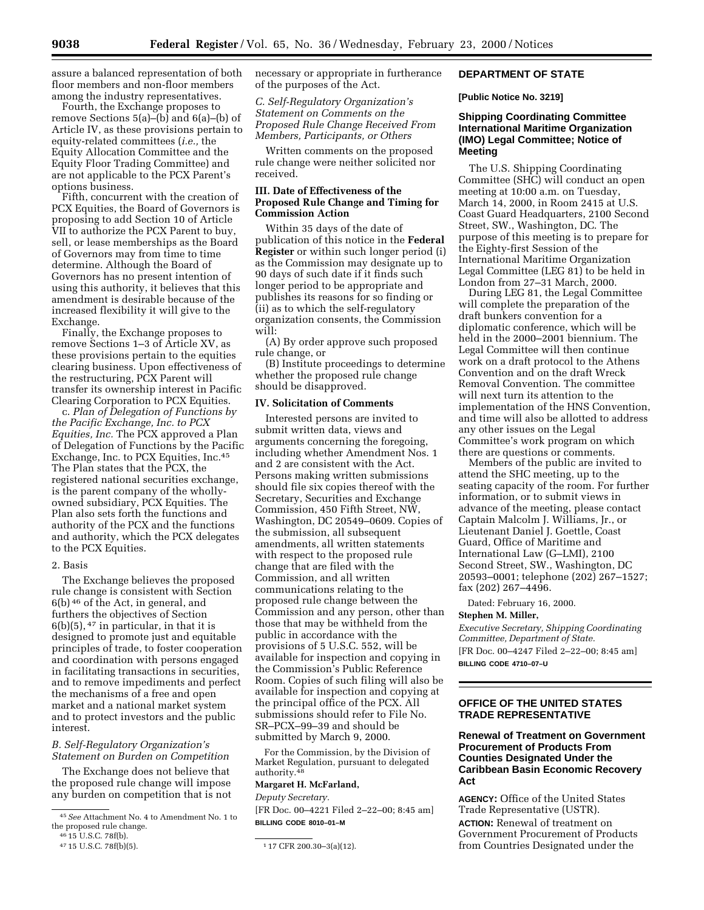assure a balanced representation of both floor members and non-floor members among the industry representatives.

Fourth, the Exchange proposes to remove Sections 5(a)–(b) and 6(a)–(b) of Article IV, as these provisions pertain to equity-related committees (*i.e.,* the Equity Allocation Committee and the Equity Floor Trading Committee) and are not applicable to the PCX Parent's options business.

Fifth, concurrent with the creation of PCX Equities, the Board of Governors is proposing to add Section 10 of Article VII to authorize the PCX Parent to buy, sell, or lease memberships as the Board of Governors may from time to time determine. Although the Board of Governors has no present intention of using this authority, it believes that this amendment is desirable because of the increased flexibility it will give to the Exchange.

Finally, the Exchange proposes to remove Sections 1–3 of Article XV, as these provisions pertain to the equities clearing business. Upon effectiveness of the restructuring, PCX Parent will transfer its ownership interest in Pacific Clearing Corporation to PCX Equities.

c. *Plan of Delegation of Functions by the Pacific Exchange, Inc. to PCX Equities, Inc.* The PCX approved a Plan of Delegation of Functions by the Pacific Exchange, Inc. to PCX Equities, Inc.[45] The Plan states that the PCX, the registered national securities exchange, is the parent company of the wholly-owned subsidiary, PCX Equities. The Plan also sets forth the functions and authority of the PCX and the functions and authority, which the PCX delegates to the PCX Equities.

2. Basis

The Exchange believes the proposed rule change is consistent with Section 6(b)[46] of the Act, in general, and furthers the objectives of Section 6(b)(5),[47] in particular, in that it is designed to promote just and equitable principles of trade, to foster cooperation and coordination with persons engaged in facilitating transactions in securities, and to remove impediments and perfect the mechanisms of a free and open market and a national market system and to protect investors and the public interest.

### *B. Self-Regulatory Organization's Statement on Burden on Competition*

The Exchange does not believe that the proposed rule change will impose any burden on competition that is not necessary or appropriate in furtherance of the purposes of the Act.

### *C. Self-Regulatory Organization's Statement on Comments on the Proposed Rule Change Received From Members, Participants, or Others*

Written comments on the proposed rule change were neither solicited nor received.

## III. Date of Effectiveness of the Proposed Rule Change and Timing for Commission Action

Within 35 days of the date of publication of this notice in the **Federal Register** or within such longer period (i) as the Commission may designate up to 90 days of such date if it finds such longer period to be appropriate and publishes its reasons for so finding or (ii) as to which the self-regulatory organization consents, the Commission will:

(A) By order approve such proposed rule change, or

(B) Institute proceedings to determine whether the proposed rule change should be disapproved.

## IV. Solicitation of Comments

Interested persons are invited to submit written data, views and arguments concerning the foregoing, including whether Amendment Nos. 1 and 2 are consistent with the Act. Persons making written submissions should file six copies thereof with the Secretary, Securities and Exchange Commission, 450 Fifth Street, NW, Washington, DC 20549–0609. Copies of the submission, all subsequent amendments, all written statements with respect to the proposed rule change that are filed with the Commission, and all written communications relating to the proposed rule change between the Commission and any person, other than those that may be withheld from the public in accordance with the provisions of 5 U.S.C. 552, will be available for inspection and copying in the Commission's Public Reference Room. Copies of such filing will also be available for inspection and copying at the principal office of the PCX. All submissions should refer to File No. SR–PCX–99–39 and should be submitted by March 9, 2000.

For the Commission, by the Division of Market Regulation, pursuant to delegated authority.[48]

**Margaret H. McFarland,**

*Deputy Secretary.*

[FR Doc. 00–4221 Filed 2–22–00; 8:45 am]

**BILLING CODE 8010–01–M**

[45] *See* Attachment No. 4 to Amendment No. 1 to the proposed rule change.

[46] 15 U.S.C. 78f(b).

[47] 15 U.S.C. 78f(b)(5).

[48] 17 CFR 200.30–3(a)(12).

## DEPARTMENT OF STATE

**[Public Notice No. 3219]**

### Shipping Coordinating Committee International Maritime Organization (IMO) Legal Committee; Notice of Meeting

The U.S. Shipping Coordinating Committee (SHC) will conduct an open meeting at 10:00 a.m. on Tuesday, March 14, 2000, in Room 2415 at U.S. Coast Guard Headquarters, 2100 Second Street, SW., Washington, DC. The purpose of this meeting is to prepare for the Eighty-first Session of the International Maritime Organization Legal Committee (LEG 81) to be held in London from 27–31 March, 2000.

During LEG 81, the Legal Committee will complete the preparation of the draft bunkers convention for a diplomatic conference, which will be held in the 2000–2001 biennium. The Legal Committee will then continue work on a draft protocol to the Athens Convention and on the draft Wreck Removal Convention. The committee will next turn its attention to the implementation of the HNS Convention, and time will also be allotted to address any other issues on the Legal Committee's work program on which there are questions or comments.

Members of the public are invited to attend the SHC meeting, up to the seating capacity of the room. For further information, or to submit views in advance of the meeting, please contact Captain Malcolm J. Williams, Jr., or Lieutenant Daniel J. Goettle, Coast Guard, Office of Maritime and International Law (G–LMI), 2100 Second Street, SW., Washington, DC 20593–0001; telephone (202) 267–1527; fax (202) 267–4496.

Dated: February 16, 2000.

**Stephen M. Miller,**

*Executive Secretary, Shipping Coordinating Committee, Department of State.*

[FR Doc. 00–4247 Filed 2–22–00; 8:45 am]

**BILLING CODE 4710–07–U**

## OFFICE OF THE UNITED STATES TRADE REPRESENTATIVE

### Renewal of Treatment on Government Procurement of Products From Counties Designated Under the Caribbean Basin Economic Recovery Act

**AGENCY:** Office of the United States Trade Representative (USTR).

**ACTION:** Renewal of treatment on Government Procurement of Products from Countries Designated under the